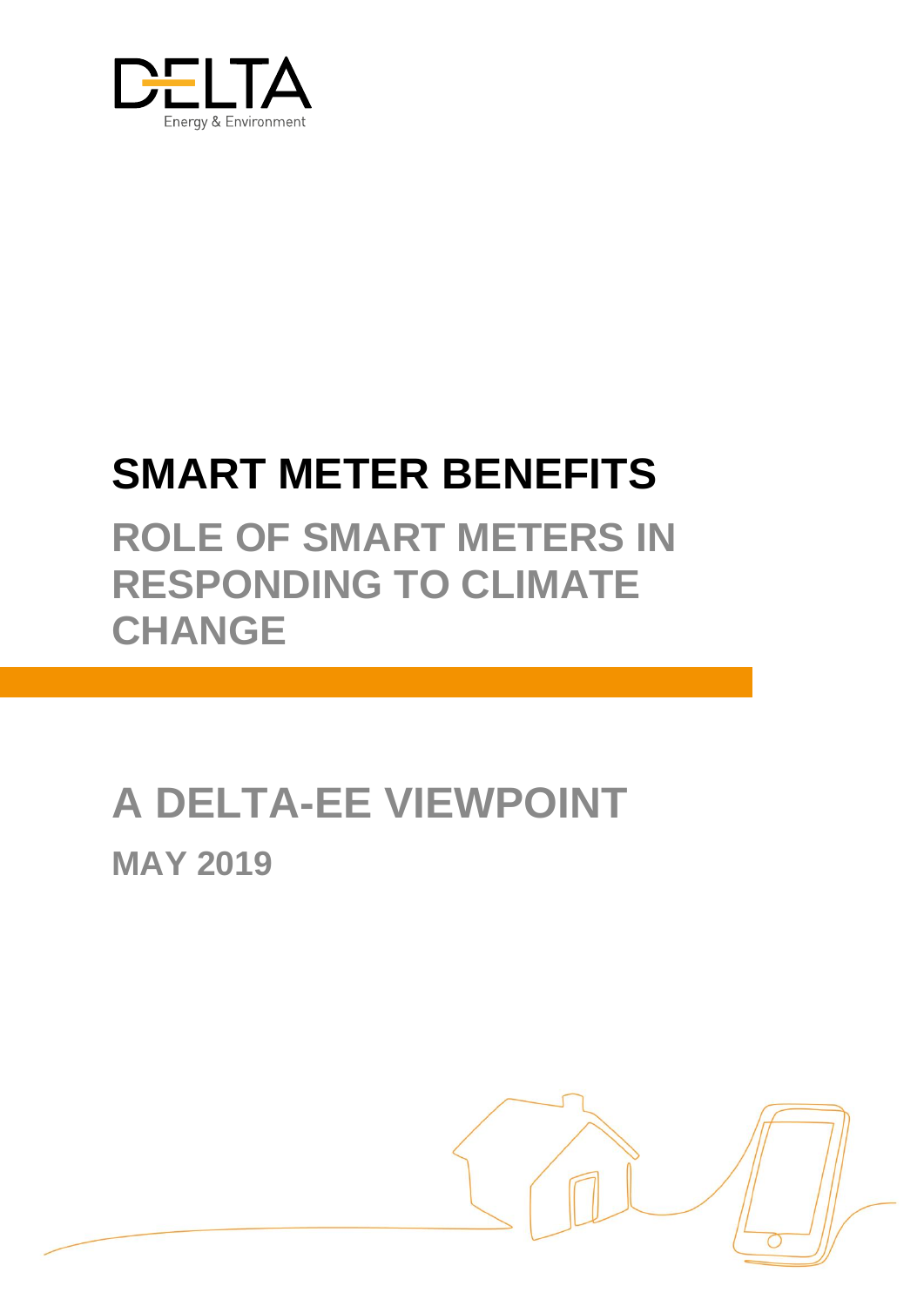DELTA
Energy & Environment

# SMART METER BENEFITS

## ROLE OF SMART METERS IN RESPONDING TO CLIMATE CHANGE

## A DELTA-EE VIEWPOINT

### MAY 2019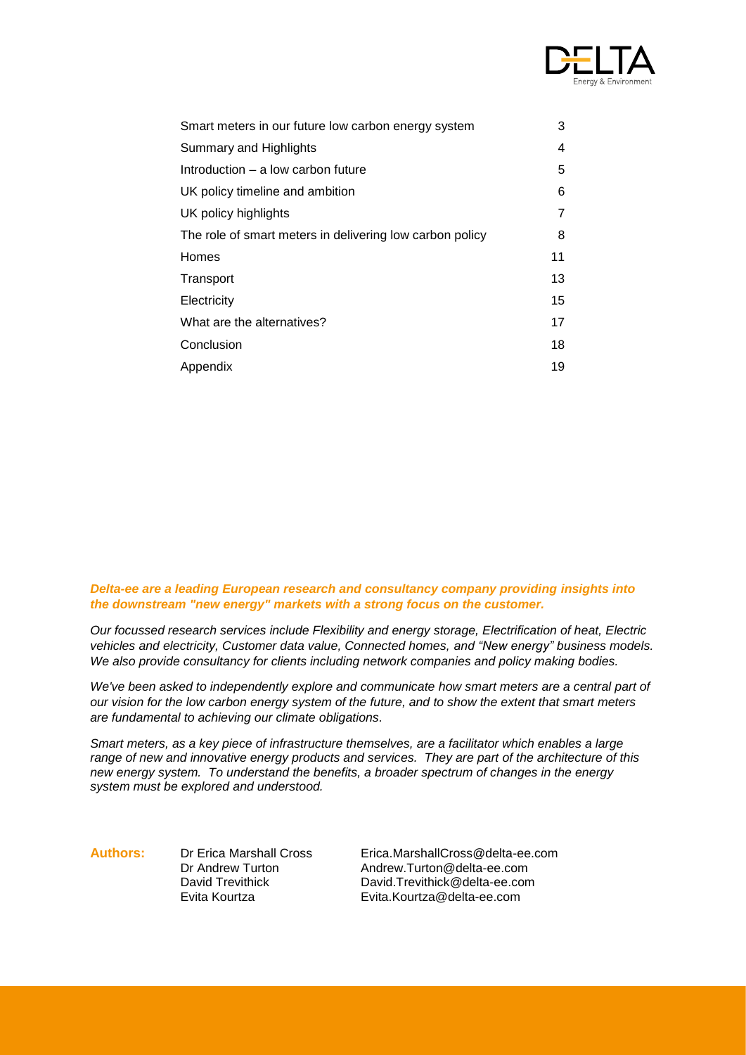| | |
|---|---|
| Smart meters in our future low carbon energy system | 3 |
| Summary and Highlights | 4 |
| Introduction – a low carbon future | 5 |
| UK policy timeline and ambition | 6 |
| UK policy highlights | 7 |
| The role of smart meters in delivering low carbon policy | 8 |
| Homes | 11 |
| Transport | 13 |
| Electricity | 15 |
| What are the alternatives? | 17 |
| Conclusion | 18 |
| Appendix | 19 |

***Delta-ee are a leading European research and consultancy company providing insights into the downstream "new energy" markets with a strong focus on the customer.***

*Our focussed research services include Flexibility and energy storage, Electrification of heat, Electric vehicles and electricity, Customer data value, Connected homes, and "New energy" business models. We also provide consultancy for clients including network companies and policy making bodies.*

*We've been asked to independently explore and communicate how smart meters are a central part of our vision for the low carbon energy system of the future, and to show the extent that smart meters are fundamental to achieving our climate obligations.*

*Smart meters, as a key piece of infrastructure themselves, are a facilitator which enables a large range of new and innovative energy products and services. They are part of the architecture of this new energy system. To understand the benefits, a broader spectrum of changes in the energy system must be explored and understood.*

**Authors:**

| | |
|---|---|
| Dr Erica Marshall Cross | Erica.MarshallCross@delta-ee.com |
| Dr Andrew Turton | Andrew.Turton@delta-ee.com |
| David Trevithick | David.Trevithick@delta-ee.com |
| Evita Kourtza | Evita.Kourtza@delta-ee.com |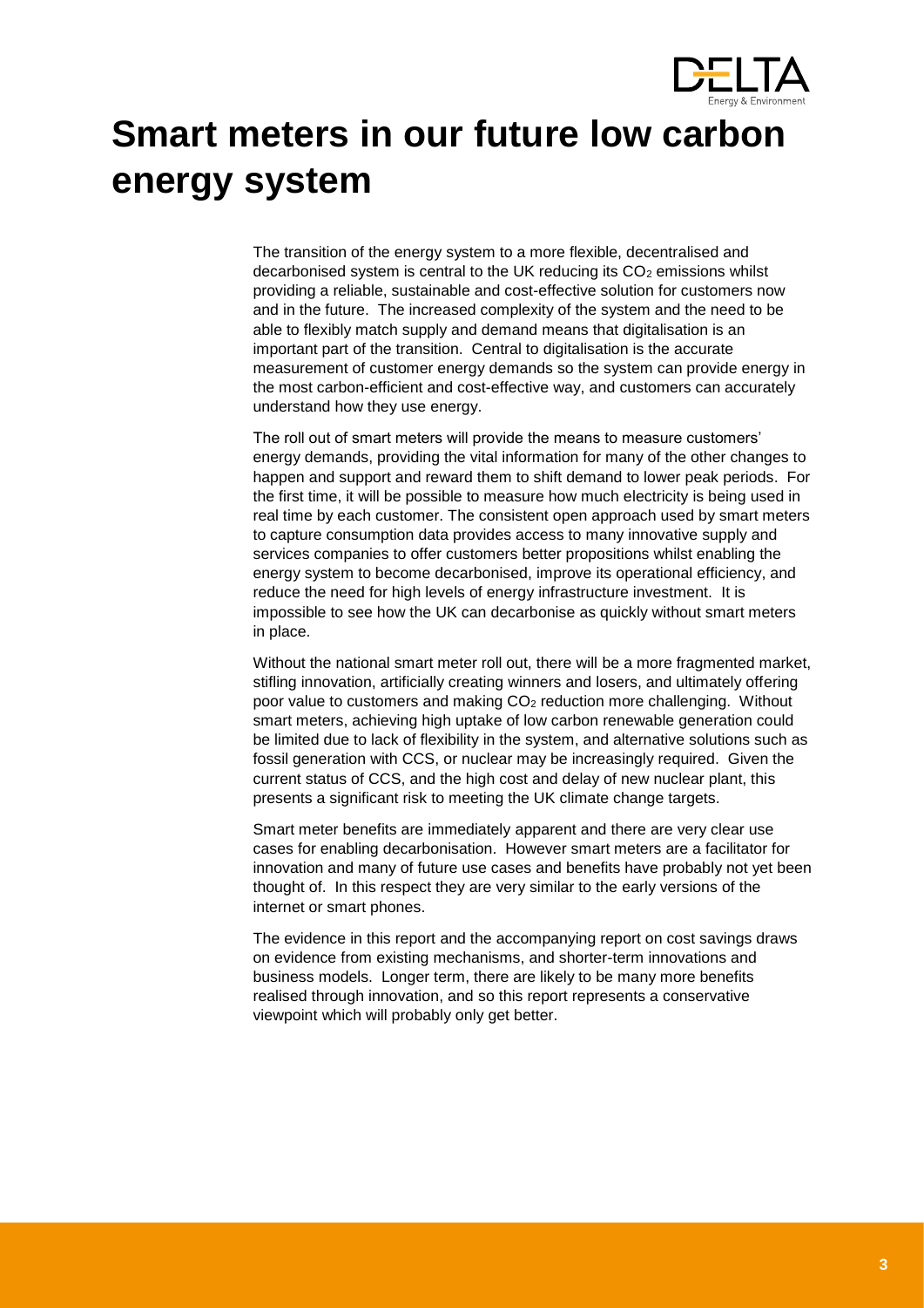# Smart meters in our future low carbon energy system

The transition of the energy system to a more flexible, decentralised and decarbonised system is central to the UK reducing its $CO_2$ emissions whilst providing a reliable, sustainable and cost-effective solution for customers now and in the future. The increased complexity of the system and the need to be able to flexibly match supply and demand means that digitalisation is an important part of the transition. Central to digitalisation is the accurate measurement of customer energy demands so the system can provide energy in the most carbon-efficient and cost-effective way, and customers can accurately understand how they use energy.

The roll out of smart meters will provide the means to measure customers' energy demands, providing the vital information for many of the other changes to happen and support and reward them to shift demand to lower peak periods. For the first time, it will be possible to measure how much electricity is being used in real time by each customer. The consistent open approach used by smart meters to capture consumption data provides access to many innovative supply and services companies to offer customers better propositions whilst enabling the energy system to become decarbonised, improve its operational efficiency, and reduce the need for high levels of energy infrastructure investment. It is impossible to see how the UK can decarbonise as quickly without smart meters in place.

Without the national smart meter roll out, there will be a more fragmented market, stifling innovation, artificially creating winners and losers, and ultimately offering poor value to customers and making $CO_2$ reduction more challenging. Without smart meters, achieving high uptake of low carbon renewable generation could be limited due to lack of flexibility in the system, and alternative solutions such as fossil generation with CCS, or nuclear may be increasingly required. Given the current status of CCS, and the high cost and delay of new nuclear plant, this presents a significant risk to meeting the UK climate change targets.

Smart meter benefits are immediately apparent and there are very clear use cases for enabling decarbonisation. However smart meters are a facilitator for innovation and many of future use cases and benefits have probably not yet been thought of. In this respect they are very similar to the early versions of the internet or smart phones.

The evidence in this report and the accompanying report on cost savings draws on evidence from existing mechanisms, and shorter-term innovations and business models. Longer term, there are likely to be many more benefits realised through innovation, and so this report represents a conservative viewpoint which will probably only get better.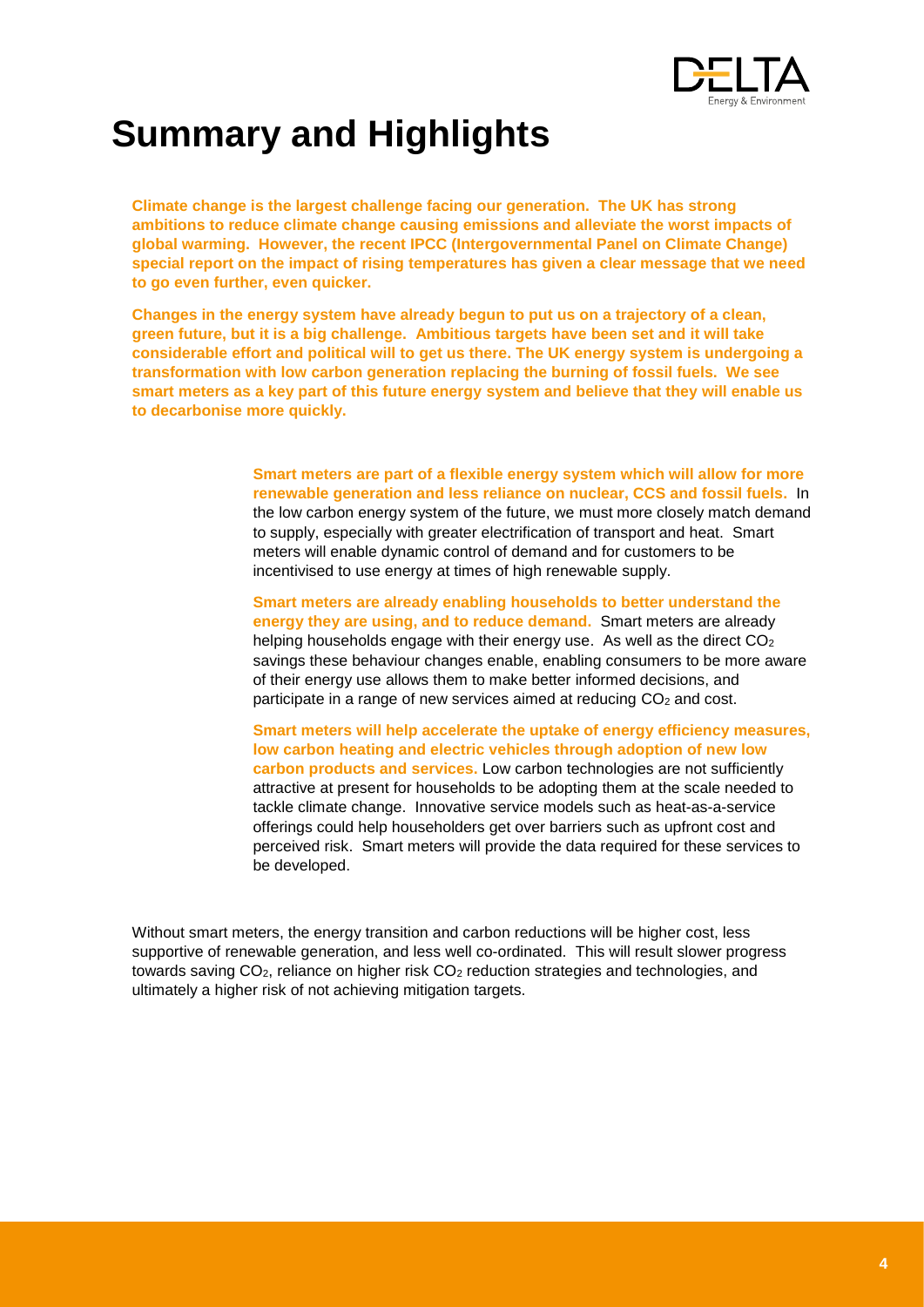# Summary and Highlights

**Climate change is the largest challenge facing our generation. The UK has strong ambitions to reduce climate change causing emissions and alleviate the worst impacts of global warming. However, the recent IPCC (Intergovernmental Panel on Climate Change) special report on the impact of rising temperatures has given a clear message that we need to go even further, even quicker.**

**Changes in the energy system have already begun to put us on a trajectory of a clean, green future, but it is a big challenge. Ambitious targets have been set and it will take considerable effort and political will to get us there. The UK energy system is undergoing a transformation with low carbon generation replacing the burning of fossil fuels. We see smart meters as a key part of this future energy system and believe that they will enable us to decarbonise more quickly.**

**Smart meters are part of a flexible energy system which will allow for more renewable generation and less reliance on nuclear, CCS and fossil fuels.** In the low carbon energy system of the future, we must more closely match demand to supply, especially with greater electrification of transport and heat. Smart meters will enable dynamic control of demand and for customers to be incentivised to use energy at times of high renewable supply.

**Smart meters are already enabling households to better understand the energy they are using, and to reduce demand.** Smart meters are already helping households engage with their energy use. As well as the direct $CO_2$ savings these behaviour changes enable, enabling consumers to be more aware of their energy use allows them to make better informed decisions, and participate in a range of new services aimed at reducing $CO_2$ and cost.

**Smart meters will help accelerate the uptake of energy efficiency measures, low carbon heating and electric vehicles through adoption of new low carbon products and services.** Low carbon technologies are not sufficiently attractive at present for households to be adopting them at the scale needed to tackle climate change. Innovative service models such as heat-as-a-service offerings could help householders get over barriers such as upfront cost and perceived risk. Smart meters will provide the data required for these services to be developed.

Without smart meters, the energy transition and carbon reductions will be higher cost, less supportive of renewable generation, and less well co-ordinated. This will result slower progress towards saving $CO_2$, reliance on higher risk $CO_2$ reduction strategies and technologies, and ultimately a higher risk of not achieving mitigation targets.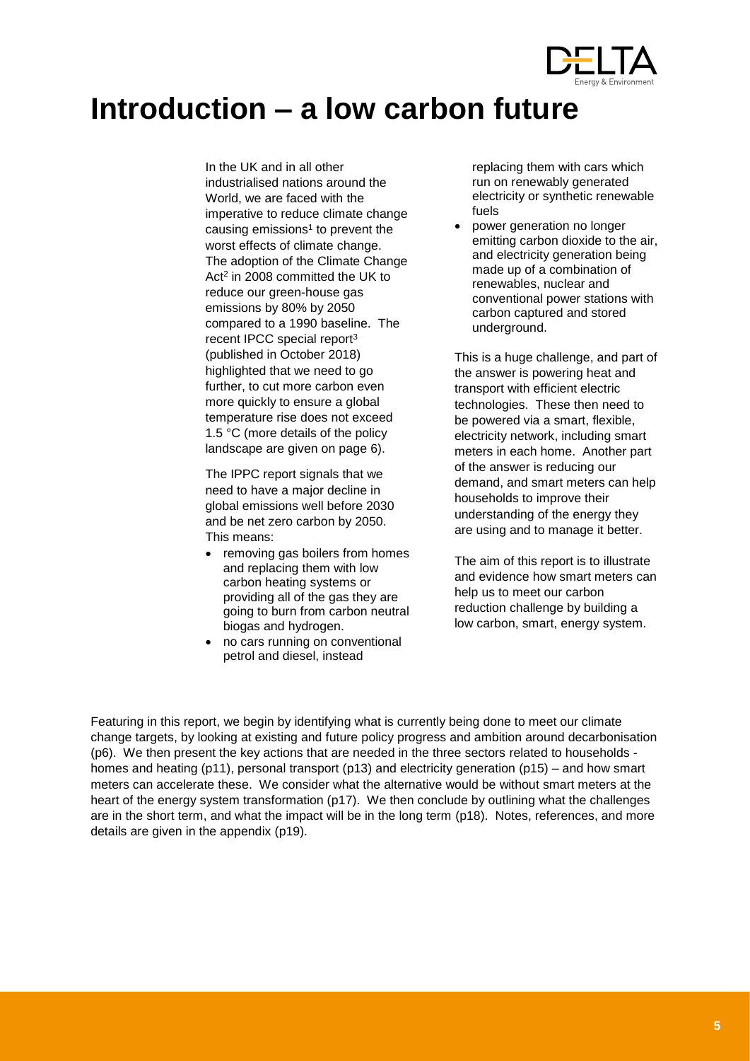# Introduction – a low carbon future

In the UK and in all other industrialised nations around the World, we are faced with the imperative to reduce climate change causing emissions[1] to prevent the worst effects of climate change. The adoption of the Climate Change Act[2] in 2008 committed the UK to reduce our green-house gas emissions by 80% by 2050 compared to a 1990 baseline. The recent IPCC special report[3] (published in October 2018) highlighted that we need to go further, to cut more carbon even more quickly to ensure a global temperature rise does not exceed 1.5 °C (more details of the policy landscape are given on page 6).

The IPPC report signals that we need to have a major decline in global emissions well before 2030 and be net zero carbon by 2050. This means:

- removing gas boilers from homes and replacing them with low carbon heating systems or providing all of the gas they are going to burn from carbon neutral biogas and hydrogen.
- no cars running on conventional petrol and diesel, instead replacing them with cars which run on renewably generated electricity or synthetic renewable fuels
- power generation no longer emitting carbon dioxide to the air, and electricity generation being made up of a combination of renewables, nuclear and conventional power stations with carbon captured and stored underground.

This is a huge challenge, and part of the answer is powering heat and transport with efficient electric technologies. These then need to be powered via a smart, flexible, electricity network, including smart meters in each home. Another part of the answer is reducing our demand, and smart meters can help households to improve their understanding of the energy they are using and to manage it better.

The aim of this report is to illustrate and evidence how smart meters can help us to meet our carbon reduction challenge by building a low carbon, smart, energy system.

Featuring in this report, we begin by identifying what is currently being done to meet our climate change targets, by looking at existing and future policy progress and ambition around decarbonisation (p6). We then present the key actions that are needed in the three sectors related to households - homes and heating (p11), personal transport (p13) and electricity generation (p15) – and how smart meters can accelerate these. We consider what the alternative would be without smart meters at the heart of the energy system transformation (p17). We then conclude by outlining what the challenges are in the short term, and what the impact will be in the long term (p18). Notes, references, and more details are given in the appendix (p19).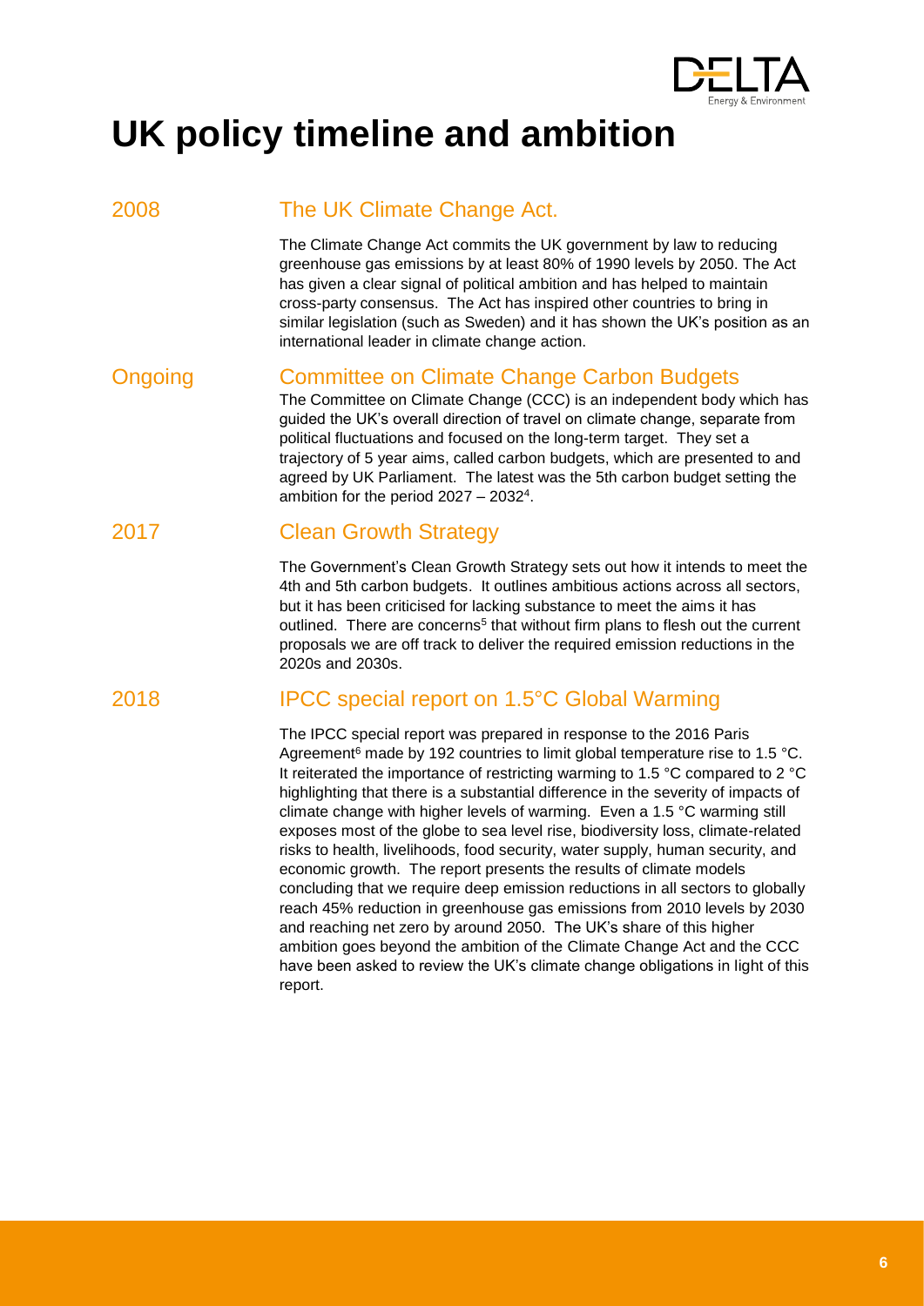# UK policy timeline and ambition

## 2008 — The UK Climate Change Act.

The Climate Change Act commits the UK government by law to reducing greenhouse gas emissions by at least 80% of 1990 levels by 2050. The Act has given a clear signal of political ambition and has helped to maintain cross-party consensus. The Act has inspired other countries to bring in similar legislation (such as Sweden) and it has shown the UK's position as an international leader in climate change action.

## Ongoing — Committee on Climate Change Carbon Budgets

The Committee on Climate Change (CCC) is an independent body which has guided the UK's overall direction of travel on climate change, separate from political fluctuations and focused on the long-term target. They set a trajectory of 5 year aims, called carbon budgets, which are presented to and agreed by UK Parliament. The latest was the 5th carbon budget setting the ambition for the period 2027 – 2032[4].

## 2017 — Clean Growth Strategy

The Government's Clean Growth Strategy sets out how it intends to meet the 4th and 5th carbon budgets. It outlines ambitious actions across all sectors, but it has been criticised for lacking substance to meet the aims it has outlined. There are concerns[5] that without firm plans to flesh out the current proposals we are off track to deliver the required emission reductions in the 2020s and 2030s.

## 2018 — IPCC special report on 1.5°C Global Warming

The IPCC special report was prepared in response to the 2016 Paris Agreement[6] made by 192 countries to limit global temperature rise to 1.5 °C. It reiterated the importance of restricting warming to 1.5 °C compared to 2 °C highlighting that there is a substantial difference in the severity of impacts of climate change with higher levels of warming. Even a 1.5 °C warming still exposes most of the globe to sea level rise, biodiversity loss, climate-related risks to health, livelihoods, food security, water supply, human security, and economic growth. The report presents the results of climate models concluding that we require deep emission reductions in all sectors to globally reach 45% reduction in greenhouse gas emissions from 2010 levels by 2030 and reaching net zero by around 2050. The UK's share of this higher ambition goes beyond the ambition of the Climate Change Act and the CCC have been asked to review the UK's climate change obligations in light of this report.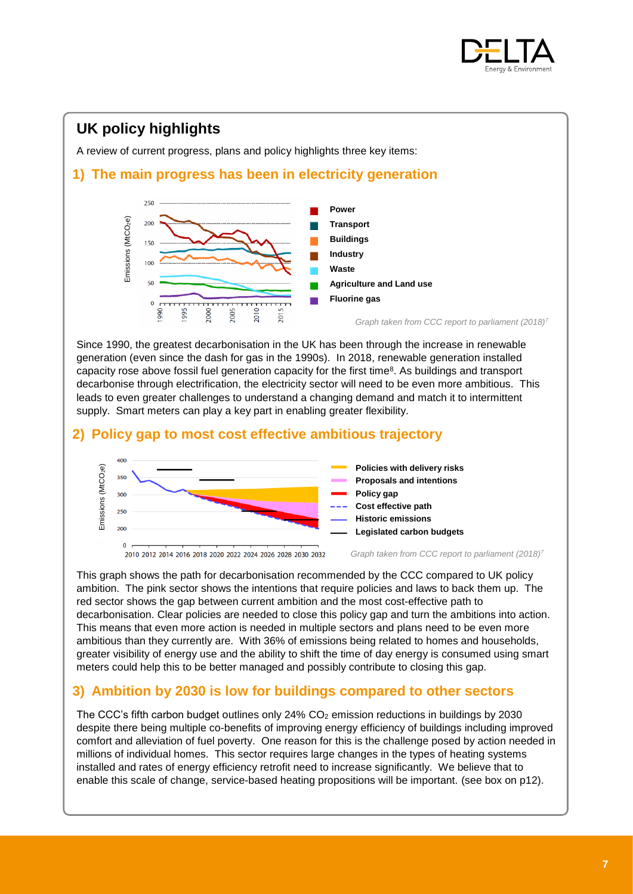## UK policy highlights

A review of current progress, plans and policy highlights three key items:

### 1) The main progress has been in electricity generation

*Graph taken from CCC report to parliament (2018)[7]*

Since 1990, the greatest decarbonisation in the UK has been through the increase in renewable generation (even since the dash for gas in the 1990s). In 2018, renewable generation installed capacity rose above fossil fuel generation capacity for the first time[8]. As buildings and transport decarbonise through electrification, the electricity sector will need to be even more ambitious. This leads to even greater challenges to understand a changing demand and match it to intermittent supply. Smart meters can play a key part in enabling greater flexibility.

### 2) Policy gap to most cost effective ambitious trajectory

*Graph taken from CCC report to parliament (2018)[7]*

This graph shows the path for decarbonisation recommended by the CCC compared to UK policy ambition. The pink sector shows the intentions that require policies and laws to back them up. The red sector shows the gap between current ambition and the most cost-effective path to decarbonisation. Clear policies are needed to close this policy gap and turn the ambitions into action. This means that even more action is needed in multiple sectors and plans need to be even more ambitious than they currently are. With 36% of emissions being related to homes and households, greater visibility of energy use and the ability to shift the time of day energy is consumed using smart meters could help this to be better managed and possibly contribute to closing this gap.

### 3) Ambition by 2030 is low for buildings compared to other sectors

The CCC's fifth carbon budget outlines only 24% $CO_2$ emission reductions in buildings by 2030 despite there being multiple co-benefits of improving energy efficiency of buildings including improved comfort and alleviation of fuel poverty. One reason for this is the challenge posed by action needed in millions of individual homes. This sector requires large changes in the types of heating systems installed and rates of energy efficiency retrofit need to increase significantly. We believe that to enable this scale of change, service-based heating propositions will be important. (see box on p12).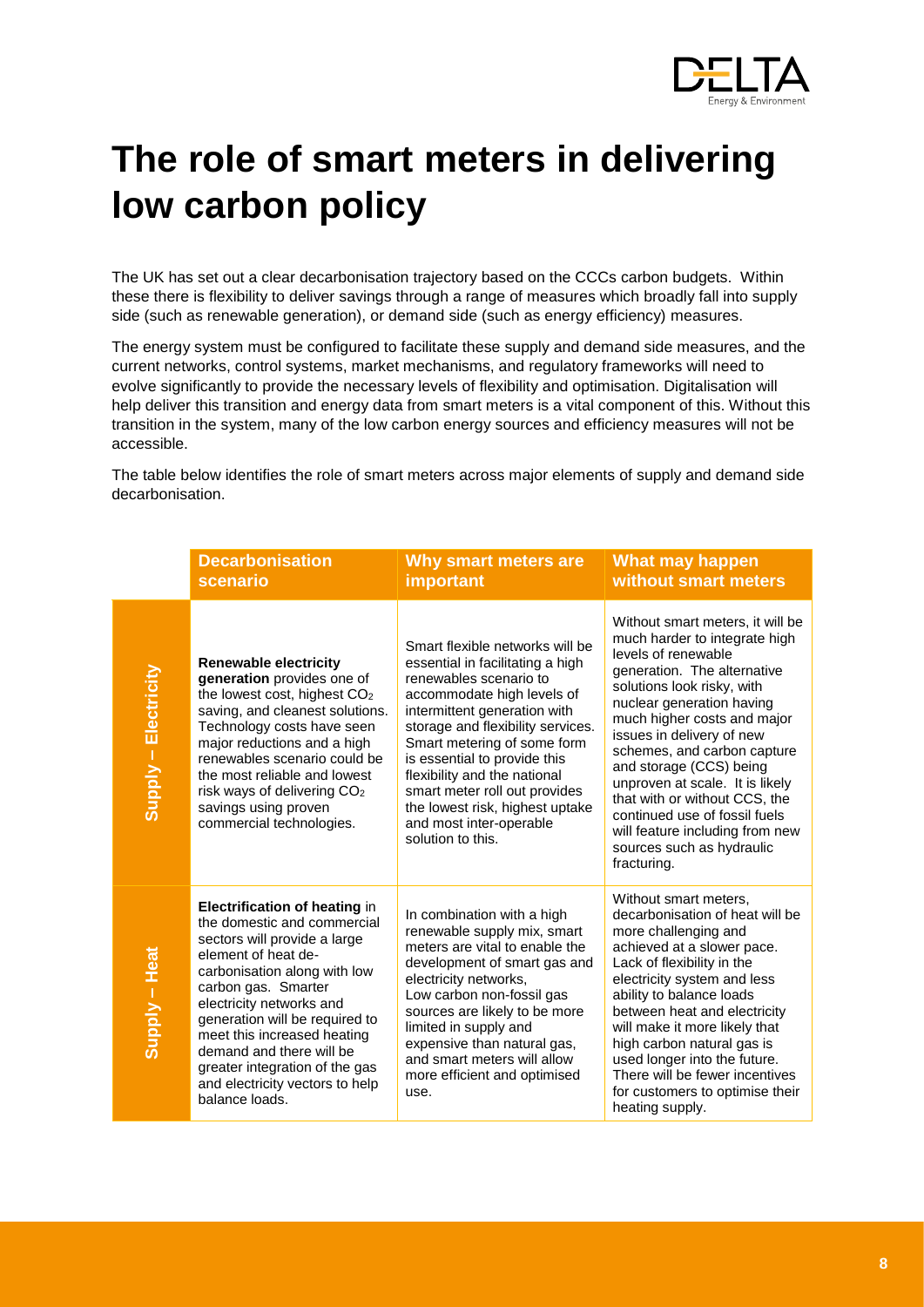# The role of smart meters in delivering low carbon policy

The UK has set out a clear decarbonisation trajectory based on the CCCs carbon budgets. Within these there is flexibility to deliver savings through a range of measures which broadly fall into supply side (such as renewable generation), or demand side (such as energy efficiency) measures.

The energy system must be configured to facilitate these supply and demand side measures, and the current networks, control systems, market mechanisms, and regulatory frameworks will need to evolve significantly to provide the necessary levels of flexibility and optimisation. Digitalisation will help deliver this transition and energy data from smart meters is a vital component of this. Without this transition in the system, many of the low carbon energy sources and efficiency measures will not be accessible.

The table below identifies the role of smart meters across major elements of supply and demand side decarbonisation.

| | Decarbonisation scenario | Why smart meters are important | What may happen without smart meters |
|---|---|---|---|
| **Supply – Electricity** | **Renewable electricity generation** provides one of the lowest cost, highest $CO_2$ saving, and cleanest solutions. Technology costs have seen major reductions and a high renewables scenario could be the most reliable and lowest risk ways of delivering $CO_2$ savings using proven commercial technologies. | Smart flexible networks will be essential in facilitating a high renewables scenario to accommodate high levels of intermittent generation with storage and flexibility services. Smart metering of some form is essential to provide this flexibility and the national smart meter roll out provides the lowest risk, highest uptake and most inter-operable solution to this. | Without smart meters, it will be much harder to integrate high levels of renewable generation. The alternative solutions look risky, with nuclear generation having much higher costs and major issues in delivery of new schemes, and carbon capture and storage (CCS) being unproven at scale. It is likely that with or without CCS, the continued use of fossil fuels will feature including from new sources such as hydraulic fracturing. |
| **Supply – Heat** | **Electrification of heating** in the domestic and commercial sectors will provide a large element of heat de-carbonisation along with low carbon gas. Smarter electricity networks and generation will be required to meet this increased heating demand and there will be greater integration of the gas and electricity vectors to help balance loads. | In combination with a high renewable supply mix, smart meters are vital to enable the development of smart gas and electricity networks, Low carbon non-fossil gas sources are likely to be more limited in supply and expensive than natural gas, and smart meters will allow more efficient and optimised use. | Without smart meters, decarbonisation of heat will be more challenging and achieved at a slower pace. Lack of flexibility in the electricity system and less ability to balance loads between heat and electricity will make it more likely that high carbon natural gas is used longer into the future. There will be fewer incentives for customers to optimise their heating supply. |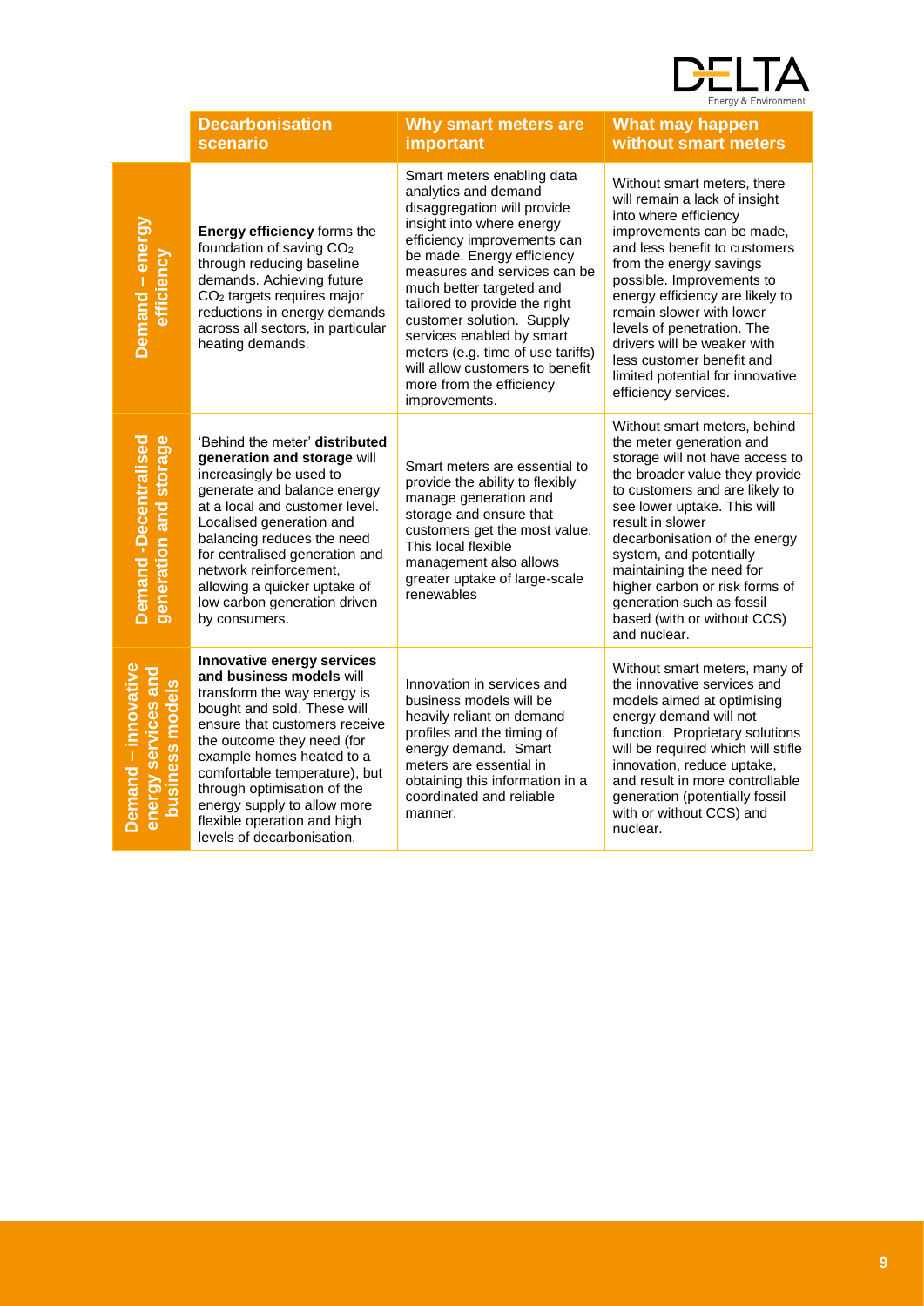| | Decarbonisation scenario | Why smart meters are important | What may happen without smart meters |
|---|---|---|---|
| **Demand – energy efficiency** | **Energy efficiency** forms the foundation of saving $CO_2$ through reducing baseline demands. Achieving future $CO_2$ targets requires major reductions in energy demands across all sectors, in particular heating demands. | Smart meters enabling data analytics and demand disaggregation will provide insight into where energy efficiency improvements can be made. Energy efficiency measures and services can be much better targeted and tailored to provide the right customer solution. Supply services enabled by smart meters (e.g. time of use tariffs) will allow customers to benefit more from the efficiency improvements. | Without smart meters, there will remain a lack of insight into where efficiency improvements can be made, and less benefit to customers from the energy savings possible. Improvements to energy efficiency are likely to remain slower with lower levels of penetration. The drivers will be weaker with less customer benefit and limited potential for innovative efficiency services. |
| **Demand -Decentralised generation and storage** | 'Behind the meter' **distributed generation and storage** will increasingly be used to generate and balance energy at a local and customer level. Localised generation and balancing reduces the need for centralised generation and network reinforcement, allowing a quicker uptake of low carbon generation driven by consumers. | Smart meters are essential to provide the ability to flexibly manage generation and storage and ensure that customers get the most value. This local flexible management also allows greater uptake of large-scale renewables | Without smart meters, behind the meter generation and storage will not have access to the broader value they provide to customers and are likely to see lower uptake. This will result in slower decarbonisation of the energy system, and potentially maintaining the need for higher carbon or risk forms of generation such as fossil based (with or without CCS) and nuclear. |
| **Demand – innovative energy services and business models** | **Innovative energy services and business models** will transform the way energy is bought and sold. These will ensure that customers receive the outcome they need (for example homes heated to a comfortable temperature), but through optimisation of the energy supply to allow more flexible operation and high levels of decarbonisation. | Innovation in services and business models will be heavily reliant on demand profiles and the timing of energy demand. Smart meters are essential in obtaining this information in a coordinated and reliable manner. | Without smart meters, many of the innovative services and models aimed at optimising energy demand will not function. Proprietary solutions will be required which will stifle innovation, reduce uptake, and result in more controllable generation (potentially fossil with or without CCS) and nuclear. |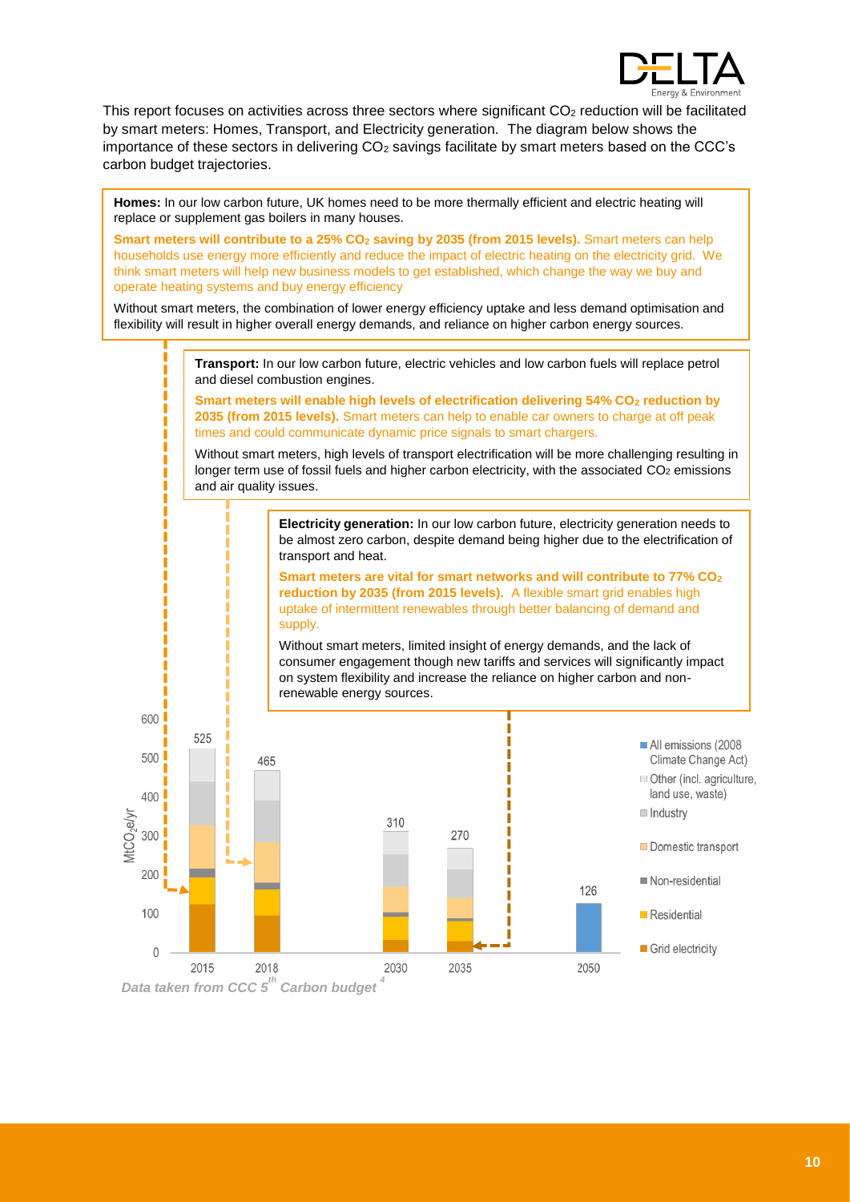This report focuses on activities across three sectors where significant $CO_2$ reduction will be facilitated by smart meters: Homes, Transport, and Electricity generation. The diagram below shows the importance of these sectors in delivering $CO_2$ savings facilitate by smart meters based on the CCC's carbon budget trajectories.

**Homes:** In our low carbon future, UK homes need to be more thermally efficient and electric heating will replace or supplement gas boilers in many houses.

**Smart meters will contribute to a 25% $CO_2$ saving by 2035 (from 2015 levels).** Smart meters can help households use energy more efficiently and reduce the impact of electric heating on the electricity grid. We think smart meters will help new business models to get established, which change the way we buy and operate heating systems and buy energy efficiency

Without smart meters, the combination of lower energy efficiency uptake and less demand optimisation and flexibility will result in higher overall energy demands, and reliance on higher carbon energy sources.

**Transport:** In our low carbon future, electric vehicles and low carbon fuels will replace petrol and diesel combustion engines.

**Smart meters will enable high levels of electrification delivering 54% $CO_2$ reduction by 2035 (from 2015 levels).** Smart meters can help to enable car owners to charge at off peak times and could communicate dynamic price signals to smart chargers.

Without smart meters, high levels of transport electrification will be more challenging resulting in longer term use of fossil fuels and higher carbon electricity, with the associated $CO_2$ emissions and air quality issues.

**Electricity generation:** In our low carbon future, electricity generation needs to be almost zero carbon, despite demand being higher due to the electrification of transport and heat.

**Smart meters are vital for smart networks and will contribute to 77% $CO_2$ reduction by 2035 (from 2015 levels).** A flexible smart grid enables high uptake of intermittent renewables through better balancing of demand and supply.

Without smart meters, limited insight of energy demands, and the lack of consumer engagement though new tariffs and services will significantly impact on system flexibility and increase the reliance on higher carbon and non-renewable energy sources.

| Year | Total ($MtCO_2e/yr$) |
|---|---|
| 2015 | 525 |
| 2018 | 465 |
| 2030 | 310 |
| 2035 | 270 |
| 2050 | 126 |

Legend: All emissions (2008 Climate Change Act); Other (incl. agriculture, land use, waste); Industry; Domestic transport; Non-residential; Residential; Grid electricity

*Data taken from CCC 5th Carbon budget [4]*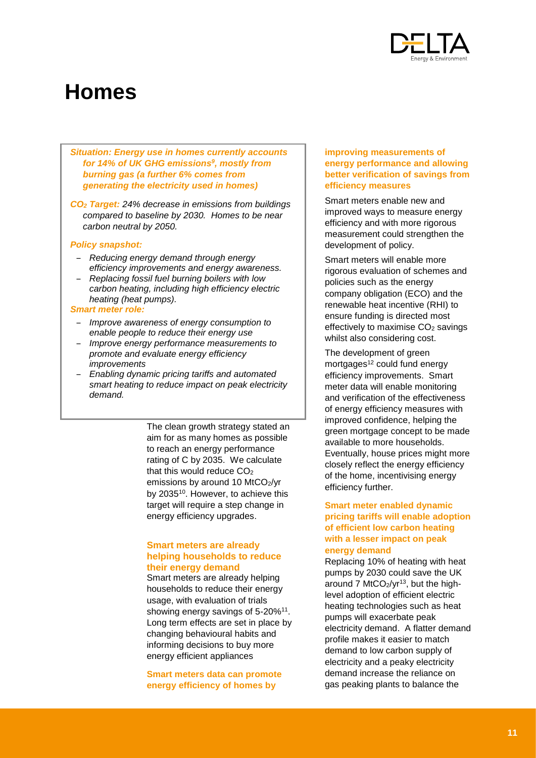# Homes

***Situation: Energy use in homes currently accounts for 14% of UK GHG emissions[9], mostly from burning gas (a further 6% comes from generating the electricity used in homes)***

***$CO_2$ Target:*** *24% decrease in emissions from buildings compared to baseline by 2030. Homes to be near carbon neutral by 2050.*

***Policy snapshot:***

- *Reducing energy demand through energy efficiency improvements and energy awareness.*
- *Replacing fossil fuel burning boilers with low carbon heating, including high efficiency electric heating (heat pumps).*

***Smart meter role:***

- *Improve awareness of energy consumption to enable people to reduce their energy use*
- *Improve energy performance measurements to promote and evaluate energy efficiency improvements*
- *Enabling dynamic pricing tariffs and automated smart heating to reduce impact on peak electricity demand.*

The clean growth strategy stated an aim for as many homes as possible to reach an energy performance rating of C by 2035. We calculate that this would reduce $CO_2$ emissions by around 10 $MtCO_2$/yr by 2035[10]. However, to achieve this target will require a step change in energy efficiency upgrades.

**Smart meters are already helping households to reduce their energy demand**

Smart meters are already helping households to reduce their energy usage, with evaluation of trials showing energy savings of 5-20%[11]. Long term effects are set in place by changing behavioural habits and informing decisions to buy more energy efficient appliances

**Smart meters data can promote energy efficiency of homes by improving measurements of energy performance and allowing better verification of savings from efficiency measures**

Smart meters enable new and improved ways to measure energy efficiency and with more rigorous measurement could strengthen the development of policy.

Smart meters will enable more rigorous evaluation of schemes and policies such as the energy company obligation (ECO) and the renewable heat incentive (RHI) to ensure funding is directed most effectively to maximise $CO_2$ savings whilst also considering cost.

The development of green mortgages[12] could fund energy efficiency improvements. Smart meter data will enable monitoring and verification of the effectiveness of energy efficiency measures with improved confidence, helping the green mortgage concept to be made available to more households. Eventually, house prices might more closely reflect the energy efficiency of the home, incentivising energy efficiency further.

**Smart meter enabled dynamic pricing tariffs will enable adoption of efficient low carbon heating with a lesser impact on peak energy demand**

Replacing 10% of heating with heat pumps by 2030 could save the UK around 7 $MtCO_2$/yr[13], but the high-level adoption of efficient electric heating technologies such as heat pumps will exacerbate peak electricity demand. A flatter demand profile makes it easier to match demand to low carbon supply of electricity and a peaky electricity demand increase the reliance on gas peaking plants to balance the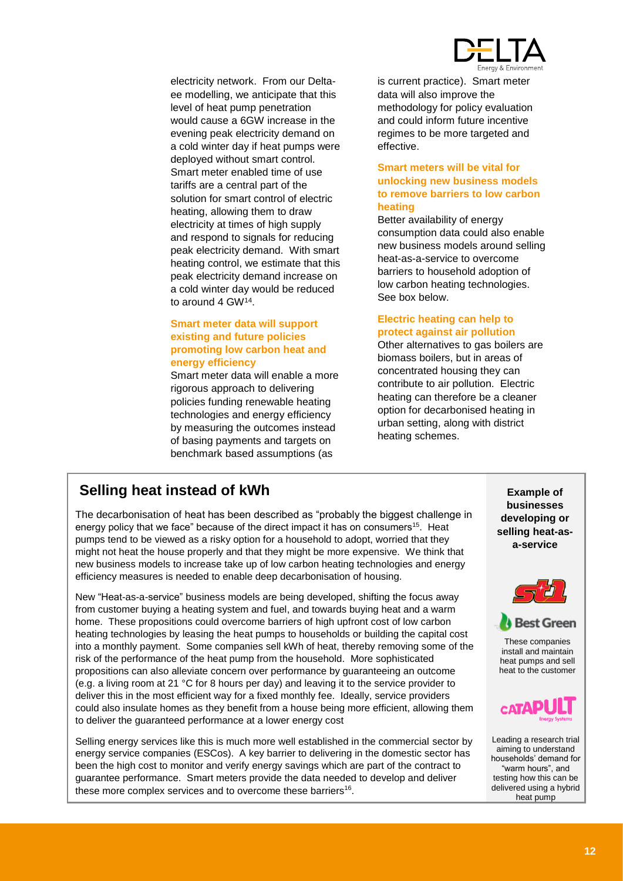electricity network. From our Delta-ee modelling, we anticipate that this level of heat pump penetration would cause a 6GW increase in the evening peak electricity demand on a cold winter day if heat pumps were deployed without smart control. Smart meter enabled time of use tariffs are a central part of the solution for smart control of electric heating, allowing them to draw electricity at times of high supply and respond to signals for reducing peak electricity demand. With smart heating control, we estimate that this peak electricity demand increase on a cold winter day would be reduced to around 4 GW[14].

### Smart meter data will support existing and future policies promoting low carbon heat and energy efficiency

Smart meter data will enable a more rigorous approach to delivering policies funding renewable heating technologies and energy efficiency by measuring the outcomes instead of basing payments and targets on benchmark based assumptions (as is current practice). Smart meter data will also improve the methodology for policy evaluation and could inform future incentive regimes to be more targeted and effective.

### Smart meters will be vital for unlocking new business models to remove barriers to low carbon heating

Better availability of energy consumption data could also enable new business models around selling heat-as-a-service to overcome barriers to household adoption of low carbon heating technologies. See box below.

### Electric heating can help to protect against air pollution

Other alternatives to gas boilers are biomass boilers, but in areas of concentrated housing they can contribute to air pollution. Electric heating can therefore be a cleaner option for decarbonised heating in urban setting, along with district heating schemes.

## Selling heat instead of kWh

The decarbonisation of heat has been described as "probably the biggest challenge in energy policy that we face" because of the direct impact it has on consumers[15]. Heat pumps tend to be viewed as a risky option for a household to adopt, worried that they might not heat the house properly and that they might be more expensive. We think that new business models to increase take up of low carbon heating technologies and energy efficiency measures is needed to enable deep decarbonisation of housing.

New "Heat-as-a-service" business models are being developed, shifting the focus away from customer buying a heating system and fuel, and towards buying heat and a warm home. These propositions could overcome barriers of high upfront cost of low carbon heating technologies by leasing the heat pumps to households or building the capital cost into a monthly payment. Some companies sell kWh of heat, thereby removing some of the risk of the performance of the heat pump from the household. More sophisticated propositions can also alleviate concern over performance by guaranteeing an outcome (e.g. a living room at 21 °C for 8 hours per day) and leaving it to the service provider to deliver this in the most efficient way for a fixed monthly fee. Ideally, service providers could also insulate homes as they benefit from a house being more efficient, allowing them to deliver the guaranteed performance at a lower energy cost

Selling energy services like this is much more well established in the commercial sector by energy service companies (ESCos). A key barrier to delivering in the domestic sector has been the high cost to monitor and verify energy savings which are part of the contract to guarantee performance. Smart meters provide the data needed to develop and deliver these more complex services and to overcome these barriers[16].

**Example of businesses developing or selling heat-as-a-service**

st1

Best Green

These companies install and maintain heat pumps and sell heat to the customer

CATAPULT Energy Systems

Leading a research trial aiming to understand households' demand for "warm hours", and testing how this can be delivered using a hybrid heat pump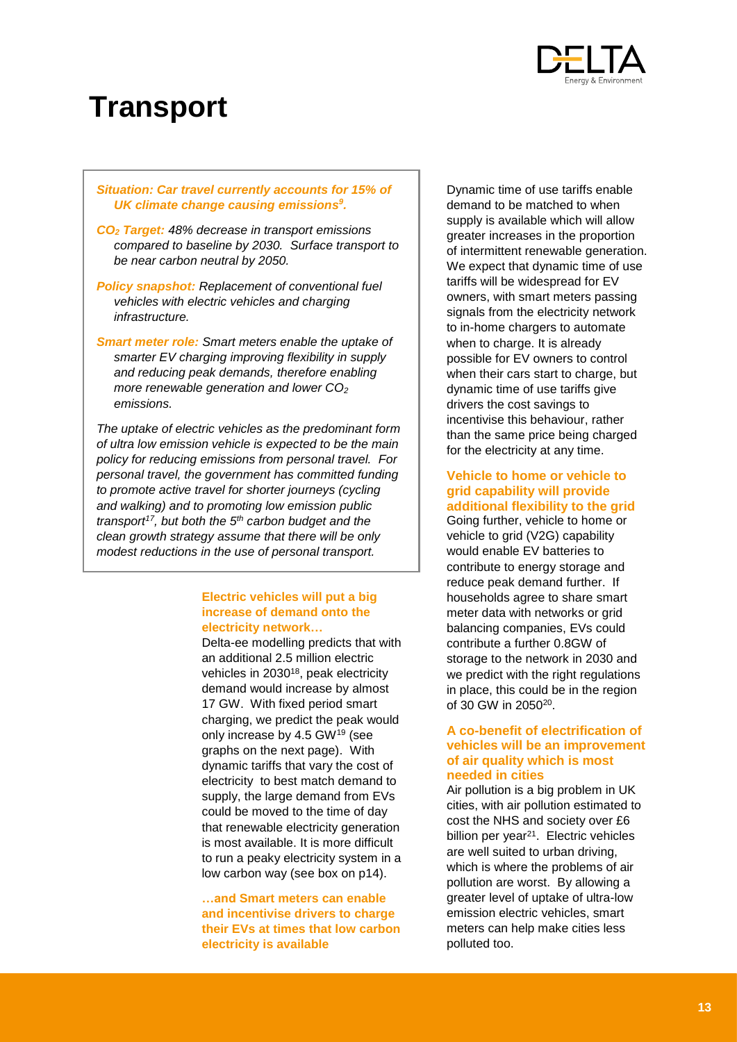# Transport

***Situation: Car travel currently accounts for 15% of UK climate change causing emissions[9].***

***$CO_2$ Target:*** *48% decrease in transport emissions compared to baseline by 2030. Surface transport to be near carbon neutral by 2050.*

***Policy snapshot:*** *Replacement of conventional fuel vehicles with electric vehicles and charging infrastructure.*

***Smart meter role:*** *Smart meters enable the uptake of smarter EV charging improving flexibility in supply and reducing peak demands, therefore enabling more renewable generation and lower $CO_2$ emissions.*

*The uptake of electric vehicles as the predominant form of ultra low emission vehicle is expected to be the main policy for reducing emissions from personal travel. For personal travel, the government has committed funding to promote active travel for shorter journeys (cycling and walking) and to promoting low emission public transport[17], but both the 5th carbon budget and the clean growth strategy assume that there will be only modest reductions in the use of personal transport.*

**Electric vehicles will put a big increase of demand onto the electricity network…**

Delta-ee modelling predicts that with an additional 2.5 million electric vehicles in 2030[18], peak electricity demand would increase by almost 17 GW. With fixed period smart charging, we predict the peak would only increase by 4.5 GW[19] (see graphs on the next page). With dynamic tariffs that vary the cost of electricity to best match demand to supply, the large demand from EVs could be moved to the time of day that renewable electricity generation is most available. It is more difficult to run a peaky electricity system in a low carbon way (see box on p14).

**…and Smart meters can enable and incentivise drivers to charge their EVs at times that low carbon electricity is available**

Dynamic time of use tariffs enable demand to be matched to when supply is available which will allow greater increases in the proportion of intermittent renewable generation. We expect that dynamic time of use tariffs will be widespread for EV owners, with smart meters passing signals from the electricity network to in-home chargers to automate when to charge. It is already possible for EV owners to control when their cars start to charge, but dynamic time of use tariffs give drivers the cost savings to incentivise this behaviour, rather than the same price being charged for the electricity at any time.

**Vehicle to home or vehicle to grid capability will provide additional flexibility to the grid**

Going further, vehicle to home or vehicle to grid (V2G) capability would enable EV batteries to contribute to energy storage and reduce peak demand further. If households agree to share smart meter data with networks or grid balancing companies, EVs could contribute a further 0.8GW of storage to the network in 2030 and we predict with the right regulations in place, this could be in the region of 30 GW in 2050[20].

**A co-benefit of electrification of vehicles will be an improvement of air quality which is most needed in cities**

Air pollution is a big problem in UK cities, with air pollution estimated to cost the NHS and society over £6 billion per year[21]. Electric vehicles are well suited to urban driving, which is where the problems of air pollution are worst. By allowing a greater level of uptake of ultra-low emission electric vehicles, smart meters can help make cities less polluted too.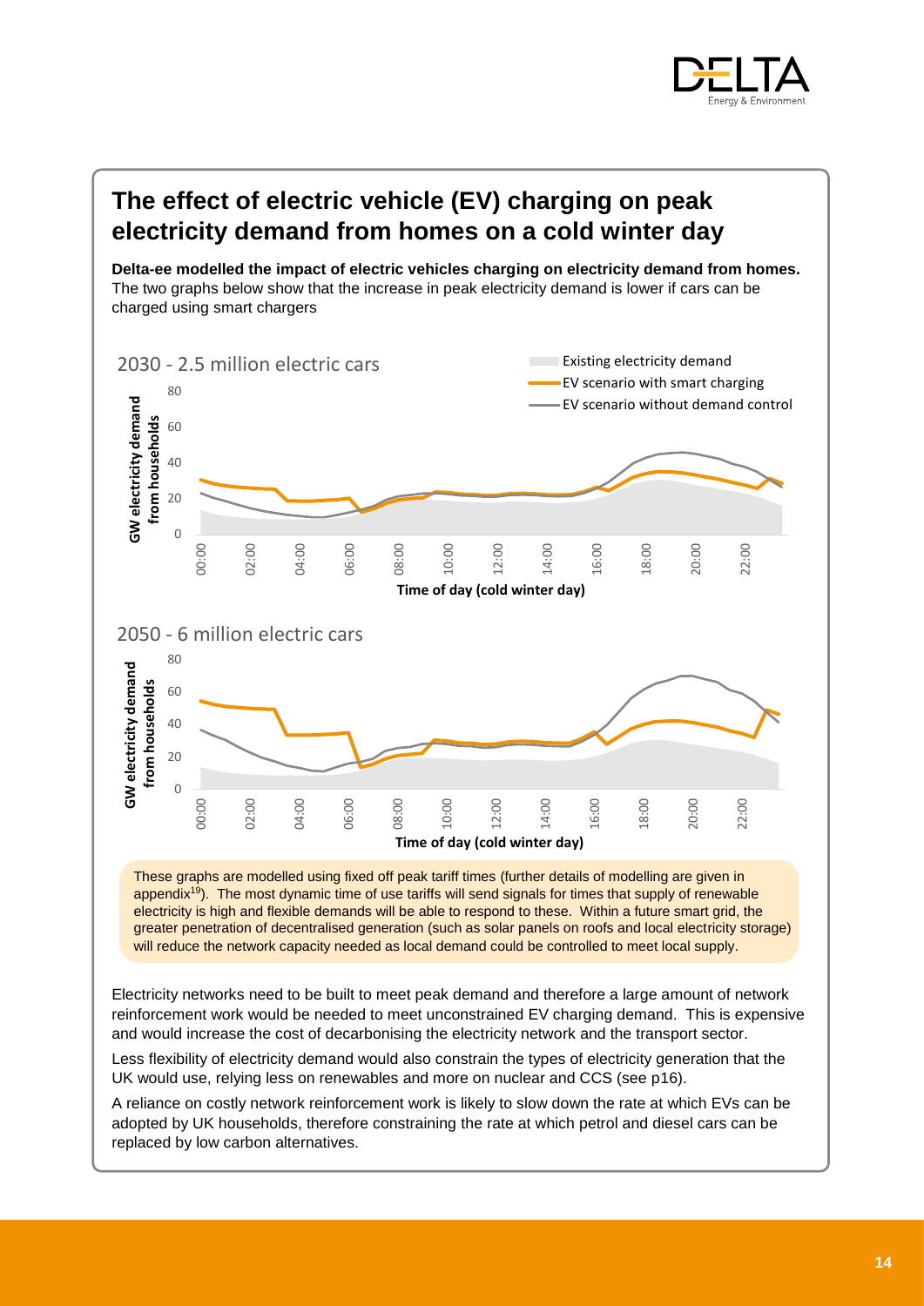## The effect of electric vehicle (EV) charging on peak electricity demand from homes on a cold winter day

**Delta-ee modelled the impact of electric vehicles charging on electricity demand from homes.** The two graphs below show that the increase in peak electricity demand is lower if cars can be charged using smart chargers

2030 - 2.5 million electric cars

2050 - 6 million electric cars

These graphs are modelled using fixed off peak tariff times (further details of modelling are given in appendix[19]). The most dynamic time of use tariffs will send signals for times that supply of renewable electricity is high and flexible demands will be able to respond to these. Within a future smart grid, the greater penetration of decentralised generation (such as solar panels on roofs and local electricity storage) will reduce the network capacity needed as local demand could be controlled to meet local supply.

Electricity networks need to be built to meet peak demand and therefore a large amount of network reinforcement work would be needed to meet unconstrained EV charging demand. This is expensive and would increase the cost of decarbonising the electricity network and the transport sector.

Less flexibility of electricity demand would also constrain the types of electricity generation that the UK would use, relying less on renewables and more on nuclear and CCS (see p16).

A reliance on costly network reinforcement work is likely to slow down the rate at which EVs can be adopted by UK households, therefore constraining the rate at which petrol and diesel cars can be replaced by low carbon alternatives.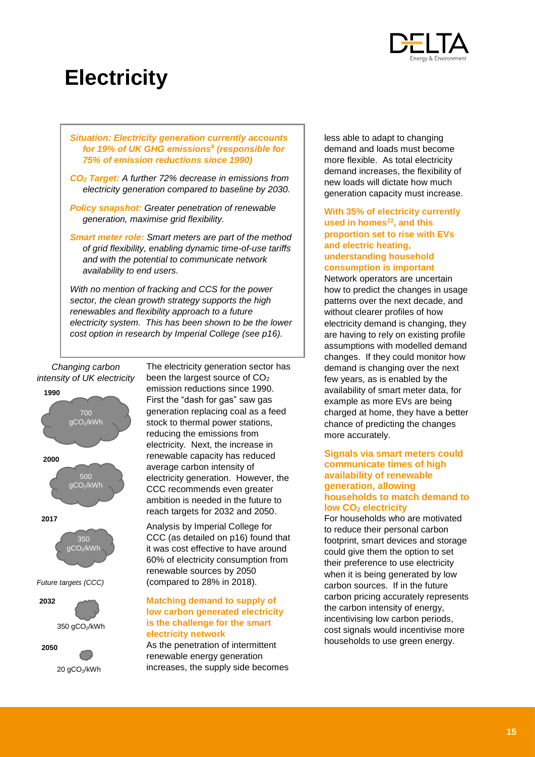# Electricity

***Situation: Electricity generation currently accounts for 19% of UK GHG emissions[9] (responsible for 75% of emission reductions since 1990)***

***$CO_2$ Target:*** *A further 72% decrease in emissions from electricity generation compared to baseline by 2030.*

***Policy snapshot:*** *Greater penetration of renewable generation, maximise grid flexibility.*

***Smart meter role:*** *Smart meters are part of the method of grid flexibility, enabling dynamic time-of-use tariffs and with the potential to communicate network availability to end users.*

*With no mention of fracking and CCS for the power sector, the clean growth strategy supports the high renewables and flexibility approach to a future electricity system. This has been shown to be the lower cost option in research by Imperial College (see p16).*

*Changing carbon intensity of UK electricity*

**1990**

700 $gCO_2/kWh$

**2000**

500 $gCO_2/kWh$

**2017**

350 $gCO_2/kWh$

*Future targets (CCC)*

**2032**

350 $gCO_2/kWh$

**2050**

20 $gCO_2/kWh$

The electricity generation sector has been the largest source of $CO_2$ emission reductions since 1990. First the "dash for gas" saw gas generation replacing coal as a feed stock to thermal power stations, reducing the emissions from electricity. Next, the increase in renewable capacity has reduced average carbon intensity of electricity generation. However, the CCC recommends even greater ambition is needed in the future to reach targets for 2032 and 2050.

Analysis by Imperial College for CCC (as detailed on p16) found that it was cost effective to have around 60% of electricity consumption from renewable sources by 2050 (compared to 28% in 2018).

### Matching demand to supply of low carbon generated electricity is the challenge for the smart electricity network

As the penetration of intermittent renewable energy generation increases, the supply side becomes less able to adapt to changing demand and loads must become more flexible. As total electricity demand increases, the flexibility of new loads will dictate how much generation capacity must increase.

### With 35% of electricity currently used in homes[22], and this proportion set to rise with EVs and electric heating, understanding household consumption is important

Network operators are uncertain how to predict the changes in usage patterns over the next decade, and without clearer profiles of how electricity demand is changing, they are having to rely on existing profile assumptions with modelled demand changes. If they could monitor how demand is changing over the next few years, as is enabled by the availability of smart meter data, for example as more EVs are being charged at home, they have a better chance of predicting the changes more accurately.

### Signals via smart meters could communicate times of high availability of renewable generation, allowing households to match demand to low $CO_2$ electricity

For households who are motivated to reduce their personal carbon footprint, smart devices and storage could give them the option to set their preference to use electricity when it is being generated by low carbon sources. If in the future carbon pricing accurately represents the carbon intensity of energy, incentivising low carbon periods, cost signals would incentivise more households to use green energy.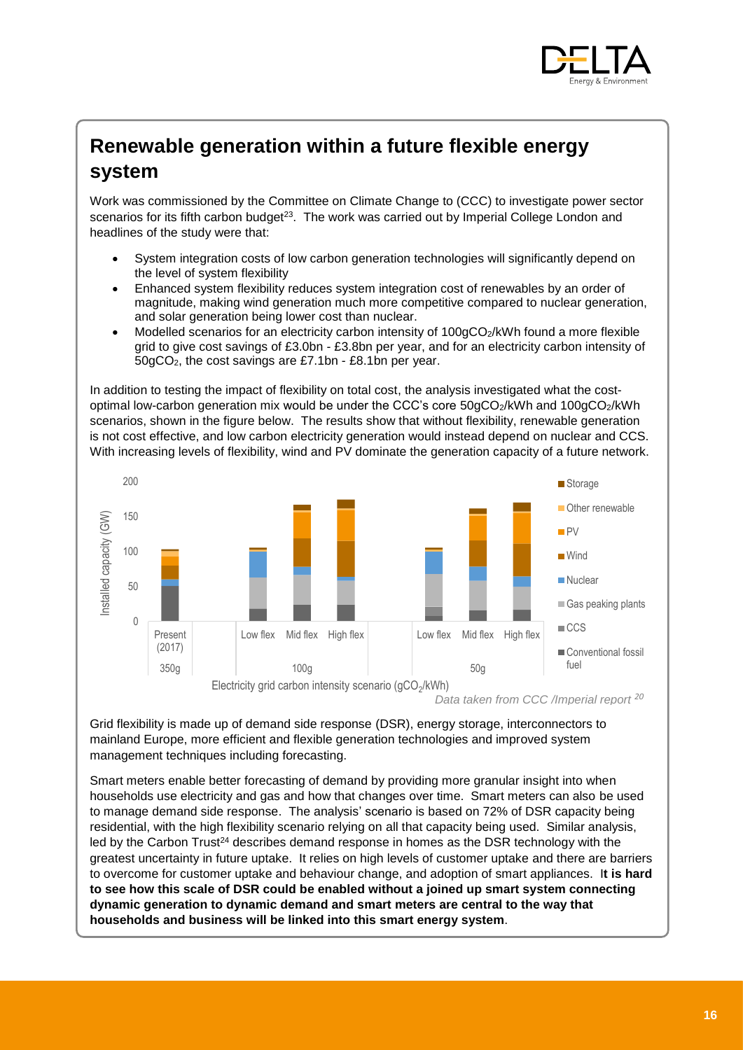## Renewable generation within a future flexible energy system

Work was commissioned by the Committee on Climate Change to (CCC) to investigate power sector scenarios for its fifth carbon budget[23]. The work was carried out by Imperial College London and headlines of the study were that:

- System integration costs of low carbon generation technologies will significantly depend on the level of system flexibility
- Enhanced system flexibility reduces system integration cost of renewables by an order of magnitude, making wind generation much more competitive compared to nuclear generation, and solar generation being lower cost than nuclear.
- Modelled scenarios for an electricity carbon intensity of 100g$CO_2$/kWh found a more flexible grid to give cost savings of £3.0bn - £3.8bn per year, and for an electricity carbon intensity of 50g$CO_2$, the cost savings are £7.1bn - £8.1bn per year.

In addition to testing the impact of flexibility on total cost, the analysis investigated what the cost-optimal low-carbon generation mix would be under the CCC's core 50g$CO_2$/kWh and 100g$CO_2$/kWh scenarios, shown in the figure below. The results show that without flexibility, renewable generation is not cost effective, and low carbon electricity generation would instead depend on nuclear and CCS. With increasing levels of flexibility, wind and PV dominate the generation capacity of a future network.

*Data taken from CCC /Imperial report [20]*

Grid flexibility is made up of demand side response (DSR), energy storage, interconnectors to mainland Europe, more efficient and flexible generation technologies and improved system management techniques including forecasting.

Smart meters enable better forecasting of demand by providing more granular insight into when households use electricity and gas and how that changes over time. Smart meters can also be used to manage demand side response. The analysis' scenario is based on 72% of DSR capacity being residential, with the high flexibility scenario relying on all that capacity being used. Similar analysis, led by the Carbon Trust[24] describes demand response in homes as the DSR technology with the greatest uncertainty in future uptake. It relies on high levels of customer uptake and there are barriers to overcome for customer uptake and behaviour change, and adoption of smart appliances. I**t is hard to see how this scale of DSR could be enabled without a joined up smart system connecting dynamic generation to dynamic demand and smart meters are central to the way that households and business will be linked into this smart energy system**.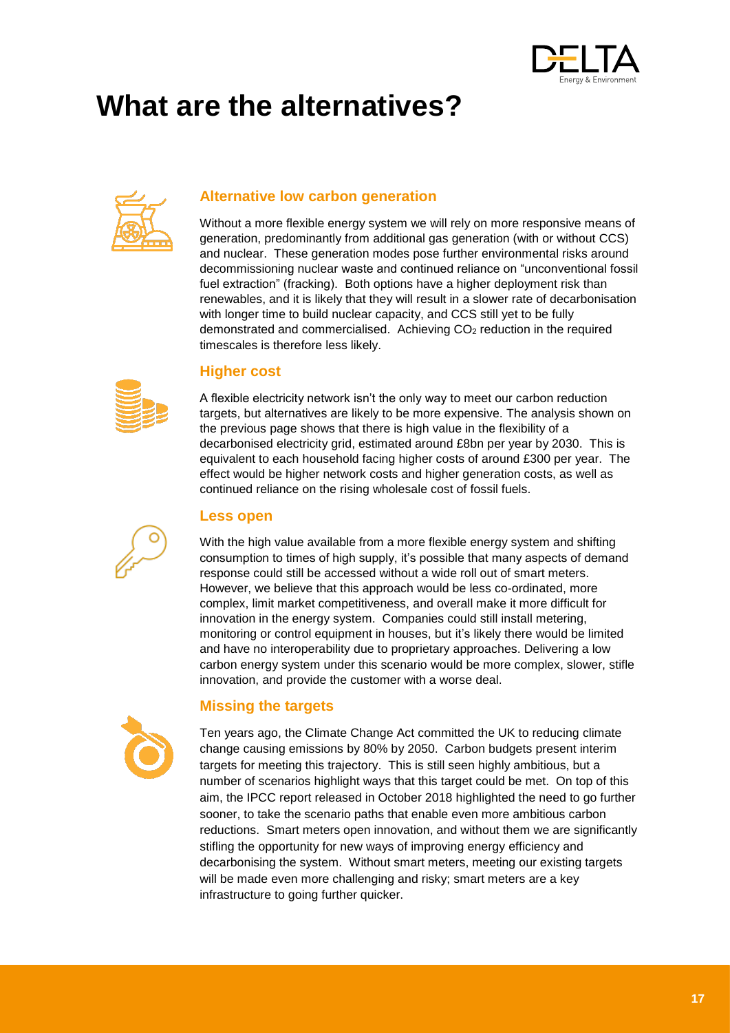# What are the alternatives?

## Alternative low carbon generation

Without a more flexible energy system we will rely on more responsive means of generation, predominantly from additional gas generation (with or without CCS) and nuclear. These generation modes pose further environmental risks around decommissioning nuclear waste and continued reliance on "unconventional fossil fuel extraction" (fracking). Both options have a higher deployment risk than renewables, and it is likely that they will result in a slower rate of decarbonisation with longer time to build nuclear capacity, and CCS still yet to be fully demonstrated and commercialised. Achieving $CO_2$ reduction in the required timescales is therefore less likely.

## Higher cost

A flexible electricity network isn't the only way to meet our carbon reduction targets, but alternatives are likely to be more expensive. The analysis shown on the previous page shows that there is high value in the flexibility of a decarbonised electricity grid, estimated around £8bn per year by 2030. This is equivalent to each household facing higher costs of around £300 per year. The effect would be higher network costs and higher generation costs, as well as continued reliance on the rising wholesale cost of fossil fuels.

## Less open

With the high value available from a more flexible energy system and shifting consumption to times of high supply, it's possible that many aspects of demand response could still be accessed without a wide roll out of smart meters. However, we believe that this approach would be less co-ordinated, more complex, limit market competitiveness, and overall make it more difficult for innovation in the energy system. Companies could still install metering, monitoring or control equipment in houses, but it's likely there would be limited and have no interoperability due to proprietary approaches. Delivering a low carbon energy system under this scenario would be more complex, slower, stifle innovation, and provide the customer with a worse deal.

## Missing the targets

Ten years ago, the Climate Change Act committed the UK to reducing climate change causing emissions by 80% by 2050. Carbon budgets present interim targets for meeting this trajectory. This is still seen highly ambitious, but a number of scenarios highlight ways that this target could be met. On top of this aim, the IPCC report released in October 2018 highlighted the need to go further sooner, to take the scenario paths that enable even more ambitious carbon reductions. Smart meters open innovation, and without them we are significantly stifling the opportunity for new ways of improving energy efficiency and decarbonising the system. Without smart meters, meeting our existing targets will be made even more challenging and risky; smart meters are a key infrastructure to going further quicker.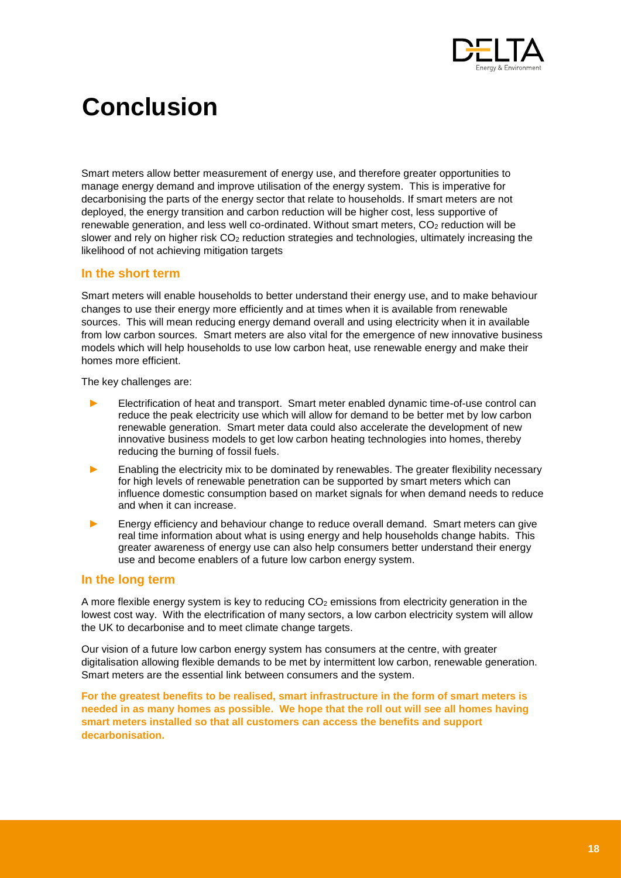# Conclusion

Smart meters allow better measurement of energy use, and therefore greater opportunities to manage energy demand and improve utilisation of the energy system. This is imperative for decarbonising the parts of the energy sector that relate to households. If smart meters are not deployed, the energy transition and carbon reduction will be higher cost, less supportive of renewable generation, and less well co-ordinated. Without smart meters, $CO_2$ reduction will be slower and rely on higher risk $CO_2$ reduction strategies and technologies, ultimately increasing the likelihood of not achieving mitigation targets

## In the short term

Smart meters will enable households to better understand their energy use, and to make behaviour changes to use their energy more efficiently and at times when it is available from renewable sources. This will mean reducing energy demand overall and using electricity when it in available from low carbon sources. Smart meters are also vital for the emergence of new innovative business models which will help households to use low carbon heat, use renewable energy and make their homes more efficient.

The key challenges are:

- Electrification of heat and transport. Smart meter enabled dynamic time-of-use control can reduce the peak electricity use which will allow for demand to be better met by low carbon renewable generation. Smart meter data could also accelerate the development of new innovative business models to get low carbon heating technologies into homes, thereby reducing the burning of fossil fuels.
- Enabling the electricity mix to be dominated by renewables. The greater flexibility necessary for high levels of renewable penetration can be supported by smart meters which can influence domestic consumption based on market signals for when demand needs to reduce and when it can increase.
- Energy efficiency and behaviour change to reduce overall demand. Smart meters can give real time information about what is using energy and help households change habits. This greater awareness of energy use can also help consumers better understand their energy use and become enablers of a future low carbon energy system.

## In the long term

A more flexible energy system is key to reducing $CO_2$ emissions from electricity generation in the lowest cost way. With the electrification of many sectors, a low carbon electricity system will allow the UK to decarbonise and to meet climate change targets.

Our vision of a future low carbon energy system has consumers at the centre, with greater digitalisation allowing flexible demands to be met by intermittent low carbon, renewable generation. Smart meters are the essential link between consumers and the system.

**For the greatest benefits to be realised, smart infrastructure in the form of smart meters is needed in as many homes as possible. We hope that the roll out will see all homes having smart meters installed so that all customers can access the benefits and support decarbonisation.**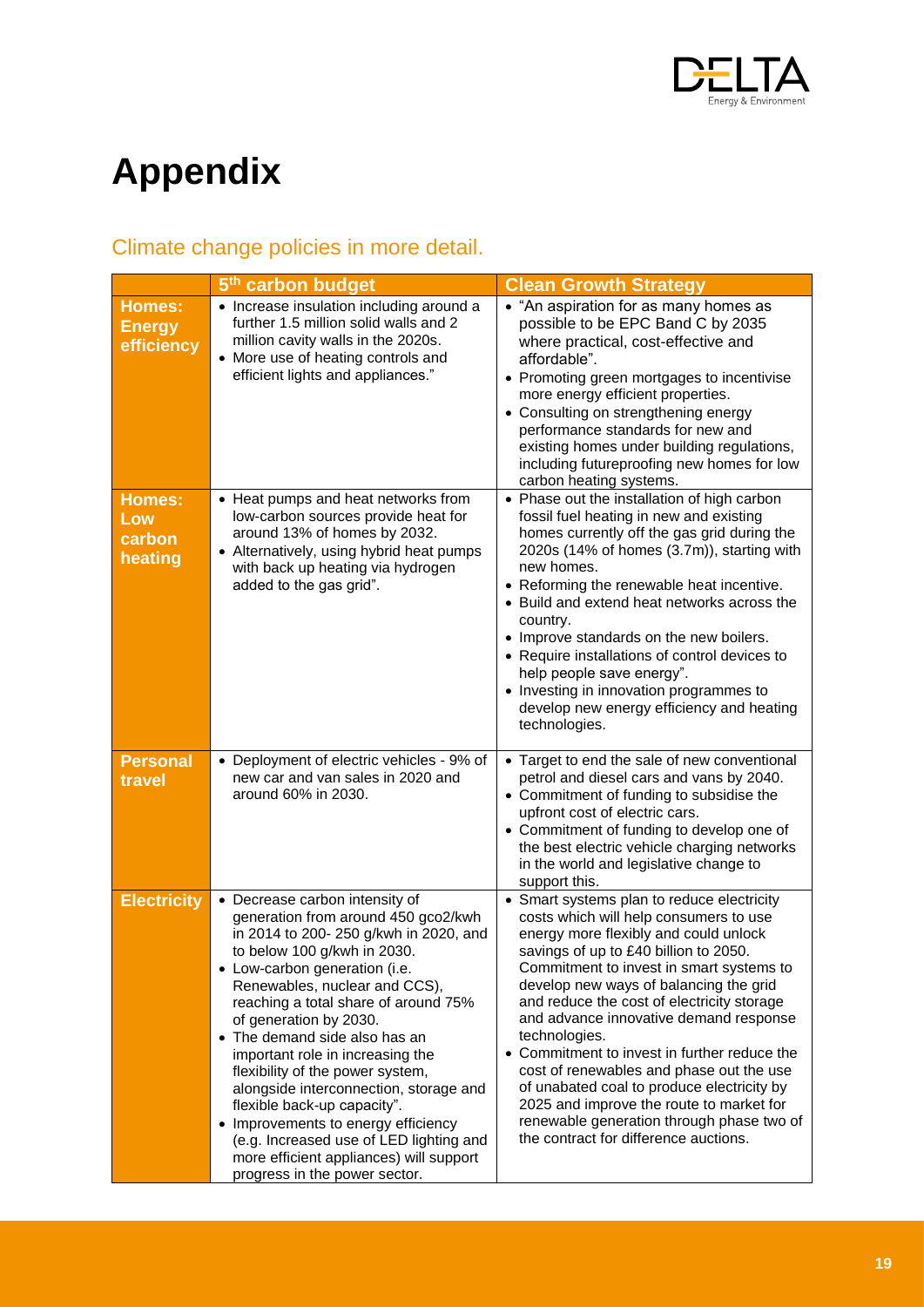# Appendix

## Climate change policies in more detail.

| | 5th carbon budget | Clean Growth Strategy |
|---|---|---|
| **Homes: Energy efficiency** | • Increase insulation including around a further 1.5 million solid walls and 2 million cavity walls in the 2020s.<br>• More use of heating controls and efficient lights and appliances." | • "An aspiration for as many homes as possible to be EPC Band C by 2035 where practical, cost-effective and affordable".<br>• Promoting green mortgages to incentivise more energy efficient properties.<br>• Consulting on strengthening energy performance standards for new and existing homes under building regulations, including futureproofing new homes for low carbon heating systems. |
| **Homes: Low carbon heating** | • Heat pumps and heat networks from low-carbon sources provide heat for around 13% of homes by 2032.<br>• Alternatively, using hybrid heat pumps with back up heating via hydrogen added to the gas grid". | • Phase out the installation of high carbon fossil fuel heating in new and existing homes currently off the gas grid during the 2020s (14% of homes (3.7m)), starting with new homes.<br>• Reforming the renewable heat incentive.<br>• Build and extend heat networks across the country.<br>• Improve standards on the new boilers.<br>• Require installations of control devices to help people save energy".<br>• Investing in innovation programmes to develop new energy efficiency and heating technologies. |
| **Personal travel** | • Deployment of electric vehicles - 9% of new car and van sales in 2020 and around 60% in 2030. | • Target to end the sale of new conventional petrol and diesel cars and vans by 2040.<br>• Commitment of funding to subsidise the upfront cost of electric cars.<br>• Commitment of funding to develop one of the best electric vehicle charging networks in the world and legislative change to support this. |
| **Electricity** | • Decrease carbon intensity of generation from around 450 gco2/kwh in 2014 to 200- 250 g/kwh in 2020, and to below 100 g/kwh in 2030.<br>• Low-carbon generation (i.e. Renewables, nuclear and CCS), reaching a total share of around 75% of generation by 2030.<br>• The demand side also has an important role in increasing the flexibility of the power system, alongside interconnection, storage and flexible back-up capacity".<br>• Improvements to energy efficiency (e.g. Increased use of LED lighting and more efficient appliances) will support progress in the power sector. | • Smart systems plan to reduce electricity costs which will help consumers to use energy more flexibly and could unlock savings of up to £40 billion to 2050. Commitment to invest in smart systems to develop new ways of balancing the grid and reduce the cost of electricity storage and advance innovative demand response technologies.<br>• Commitment to invest in further reduce the cost of renewables and phase out the use of unabated coal to produce electricity by 2025 and improve the route to market for renewable generation through phase two of the contract for difference auctions. |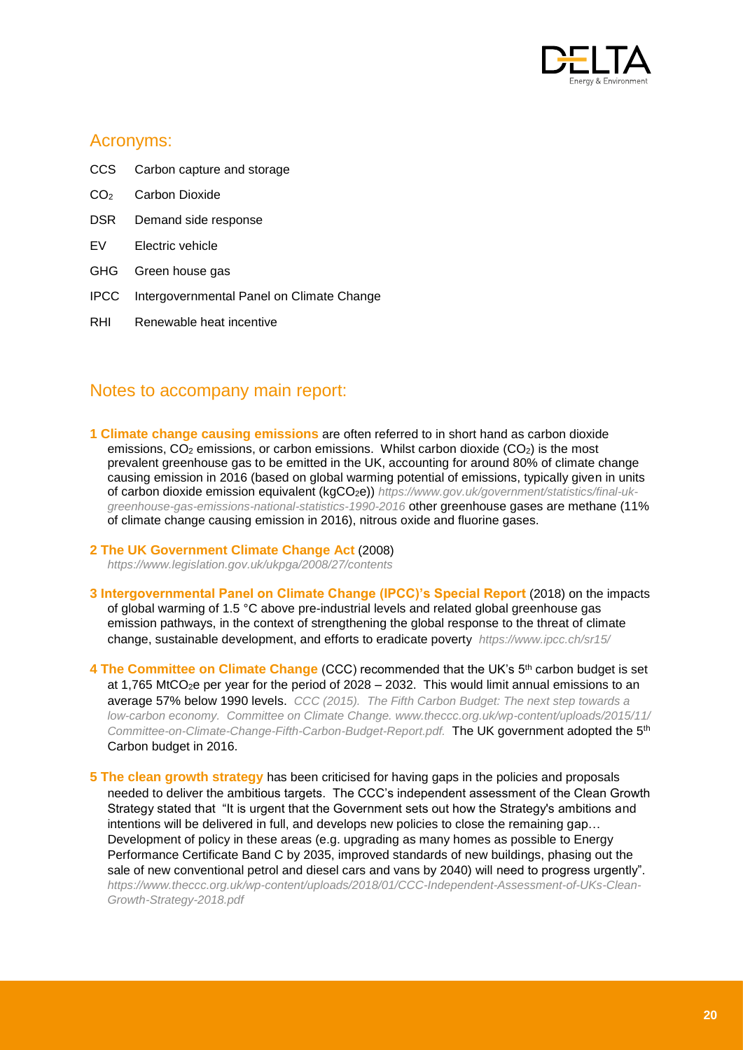## Acronyms:

| | |
|---|---|
| CCS | Carbon capture and storage |
| $CO_2$ | Carbon Dioxide |
| DSR | Demand side response |
| EV | Electric vehicle |
| GHG | Green house gas |
| IPCC | Intergovernmental Panel on Climate Change |
| RHI | Renewable heat incentive |

## Notes to accompany main report:

**1 Climate change causing emissions** are often referred to in short hand as carbon dioxide emissions, $CO_2$ emissions, or carbon emissions. Whilst carbon dioxide ($CO_2$) is the most prevalent greenhouse gas to be emitted in the UK, accounting for around 80% of climate change causing emission in 2016 (based on global warming potential of emissions, typically given in units of carbon dioxide emission equivalent ($kgCO_2e$)) *https://www.gov.uk/government/statistics/final-uk-greenhouse-gas-emissions-national-statistics-1990-2016* other greenhouse gases are methane (11% of climate change causing emission in 2016), nitrous oxide and fluorine gases.

**2 The UK Government Climate Change Act** (2008)
*https://www.legislation.gov.uk/ukpga/2008/27/contents*

**3 Intergovernmental Panel on Climate Change (IPCC)'s Special Report** (2018) on the impacts of global warming of 1.5 °C above pre-industrial levels and related global greenhouse gas emission pathways, in the context of strengthening the global response to the threat of climate change, sustainable development, and efforts to eradicate poverty *https://www.ipcc.ch/sr15/*

**4 The Committee on Climate Change** (CCC) recommended that the UK's 5th carbon budget is set at 1,765 $MtCO_2e$ per year for the period of 2028 – 2032. This would limit annual emissions to an average 57% below 1990 levels. *CCC (2015). The Fifth Carbon Budget: The next step towards a low-carbon economy. Committee on Climate Change. www.theccc.org.uk/wp-content/uploads/2015/11/Committee-on-Climate-Change-Fifth-Carbon-Budget-Report.pdf.* The UK government adopted the 5th Carbon budget in 2016.

**5 The clean growth strategy** has been criticised for having gaps in the policies and proposals needed to deliver the ambitious targets. The CCC's independent assessment of the Clean Growth Strategy stated that "It is urgent that the Government sets out how the Strategy's ambitions and intentions will be delivered in full, and develops new policies to close the remaining gap… Development of policy in these areas (e.g. upgrading as many homes as possible to Energy Performance Certificate Band C by 2035, improved standards of new buildings, phasing out the sale of new conventional petrol and diesel cars and vans by 2040) will need to progress urgently". *https://www.theccc.org.uk/wp-content/uploads/2018/01/CCC-Independent-Assessment-of-UKs-Clean-Growth-Strategy-2018.pdf*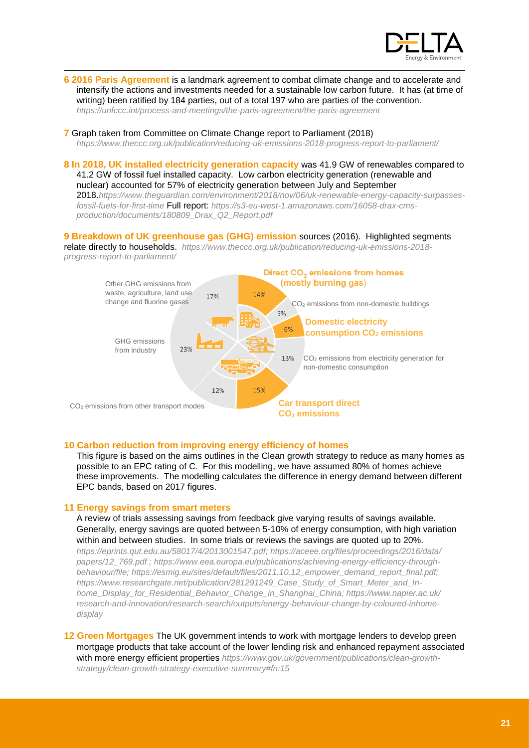**6 2016 Paris Agreement** is a landmark agreement to combat climate change and to accelerate and intensify the actions and investments needed for a sustainable low carbon future. It has (at time of writing) been ratified by 184 parties, out of a total 197 who are parties of the convention. *https://unfccc.int/process-and-meetings/the-paris-agreement/the-paris-agreement*

**7** Graph taken from Committee on Climate Change report to Parliament (2018) *https://www.theccc.org.uk/publication/reducing-uk-emissions-2018-progress-report-to-parliament/*

**8 In 2018, UK installed electricity generation capacity** was 41.9 GW of renewables compared to 41.2 GW of fossil fuel installed capacity. Low carbon electricity generation (renewable and nuclear) accounted for 57% of electricity generation between July and September 2018.*https://www.theguardian.com/environment/2018/nov/06/uk-renewable-energy-capacity-surpasses-fossil-fuels-for-first-time* Full report: *https://s3-eu-west-1.amazonaws.com/16058-drax-cms-production/documents/180809_Drax_Q2_Report.pdf*

**9 Breakdown of UK greenhouse gas (GHG) emission** sources (2016). Highlighted segments relate directly to households. *https://www.theccc.org.uk/publication/reducing-uk-emissions-2018-progress-report-to-parliament/*

- **Direct $CO_2$ emissions from homes (mostly burning gas)**: 14%
- $CO_2$ emissions from non-domestic buildings: 5%
- **Domestic electricity consumption $CO_2$ emissions**: 6%
- $CO_2$ emissions from electricity generation for non-domestic consumption: 13%
- **Car transport direct $CO_2$ emissions**: 15%
- $CO_2$ emissions from other transport modes: 12%
- GHG emissions from industry: 23%
- Other GHG emissions from waste, agriculture, land use change and fluorine gases: 17%

**10 Carbon reduction from improving energy efficiency of homes**

This figure is based on the aims outlines in the Clean growth strategy to reduce as many homes as possible to an EPC rating of C. For this modelling, we have assumed 80% of homes achieve these improvements. The modelling calculates the difference in energy demand between different EPC bands, based on 2017 figures.

**11 Energy savings from smart meters**

A review of trials assessing savings from feedback give varying results of savings available. Generally, energy savings are quoted between 5-10% of energy consumption, with high variation within and between studies. In some trials or reviews the savings are quoted up to 20%. *https://eprints.qut.edu.au/58017/4/2013001547.pdf; https://aceee.org/files/proceedings/2016/data/papers/12_769.pdf ; https://www.eea.europa.eu/publications/achieving-energy-efficiency-through-behaviour/file; https://esmig.eu/sites/default/files/2011.10.12_empower_demand_report_final.pdf; https://www.researchgate.net/publication/281291249_Case_Study_of_Smart_Meter_and_In-home_Display_for_Residential_Behavior_Change_in_Shanghai_China; https://www.napier.ac.uk/research-and-innovation/research-search/outputs/energy-behaviour-change-by-coloured-inhome-display*

**12 Green Mortgages** The UK government intends to work with mortgage lenders to develop green mortgage products that take account of the lower lending risk and enhanced repayment associated with more energy efficient properties *https://www.gov.uk/government/publications/clean-growth-strategy/clean-growth-strategy-executive-summary#fn:15*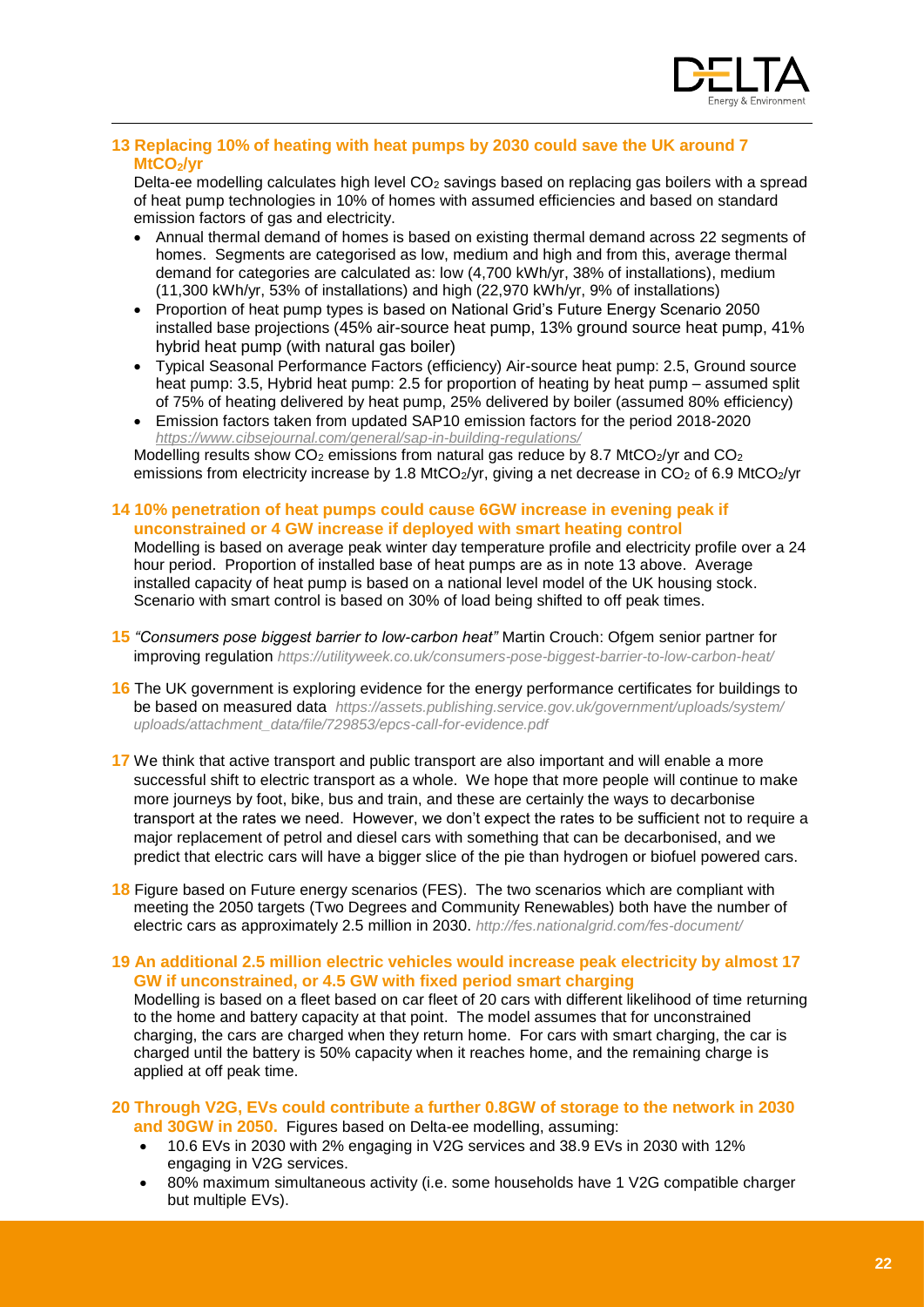**13 Replacing 10% of heating with heat pumps by 2030 could save the UK around 7 $MtCO_2$/yr**

Delta-ee modelling calculates high level $CO_2$ savings based on replacing gas boilers with a spread of heat pump technologies in 10% of homes with assumed efficiencies and based on standard emission factors of gas and electricity.

- Annual thermal demand of homes is based on existing thermal demand across 22 segments of homes. Segments are categorised as low, medium and high and from this, average thermal demand for categories are calculated as: low (4,700 kWh/yr, 38% of installations), medium (11,300 kWh/yr, 53% of installations) and high (22,970 kWh/yr, 9% of installations)
- Proportion of heat pump types is based on National Grid's Future Energy Scenario 2050 installed base projections (45% air-source heat pump, 13% ground source heat pump, 41% hybrid heat pump (with natural gas boiler)
- Typical Seasonal Performance Factors (efficiency) Air-source heat pump: 2.5, Ground source heat pump: 3.5, Hybrid heat pump: 2.5 for proportion of heating by heat pump – assumed split of 75% of heating delivered by heat pump, 25% delivered by boiler (assumed 80% efficiency)
- Emission factors taken from updated SAP10 emission factors for the period 2018-2020 *https://www.cibsejournal.com/general/sap-in-building-regulations/*

Modelling results show $CO_2$ emissions from natural gas reduce by 8.7 $MtCO_2$/yr and $CO_2$ emissions from electricity increase by 1.8 $MtCO_2$/yr, giving a net decrease in $CO_2$ of 6.9 $MtCO_2$/yr

**14 10% penetration of heat pumps could cause 6GW increase in evening peak if unconstrained or 4 GW increase if deployed with smart heating control**

Modelling is based on average peak winter day temperature profile and electricity profile over a 24 hour period. Proportion of installed base of heat pumps are as in note 13 above. Average installed capacity of heat pump is based on a national level model of the UK housing stock. Scenario with smart control is based on 30% of load being shifted to off peak times.

**15** *"Consumers pose biggest barrier to low-carbon heat"* Martin Crouch: Ofgem senior partner for improving regulation *https://utilityweek.co.uk/consumers-pose-biggest-barrier-to-low-carbon-heat/*

**16** The UK government is exploring evidence for the energy performance certificates for buildings to be based on measured data *https://assets.publishing.service.gov.uk/government/uploads/system/uploads/attachment_data/file/729853/epcs-call-for-evidence.pdf*

**17** We think that active transport and public transport are also important and will enable a more successful shift to electric transport as a whole. We hope that more people will continue to make more journeys by foot, bike, bus and train, and these are certainly the ways to decarbonise transport at the rates we need. However, we don't expect the rates to be sufficient not to require a major replacement of petrol and diesel cars with something that can be decarbonised, and we predict that electric cars will have a bigger slice of the pie than hydrogen or biofuel powered cars.

**18** Figure based on Future energy scenarios (FES). The two scenarios which are compliant with meeting the 2050 targets (Two Degrees and Community Renewables) both have the number of electric cars as approximately 2.5 million in 2030. *http://fes.nationalgrid.com/fes-document/*

**19 An additional 2.5 million electric vehicles would increase peak electricity by almost 17 GW if unconstrained, or 4.5 GW with fixed period smart charging**

Modelling is based on a fleet based on car fleet of 20 cars with different likelihood of time returning to the home and battery capacity at that point. The model assumes that for unconstrained charging, the cars are charged when they return home. For cars with smart charging, the car is charged until the battery is 50% capacity when it reaches home, and the remaining charge is applied at off peak time.

**20 Through V2G, EVs could contribute a further 0.8GW of storage to the network in 2030 and 30GW in 2050.** Figures based on Delta-ee modelling, assuming:

- 10.6 EVs in 2030 with 2% engaging in V2G services and 38.9 EVs in 2030 with 12% engaging in V2G services.
- 80% maximum simultaneous activity (i.e. some households have 1 V2G compatible charger but multiple EVs).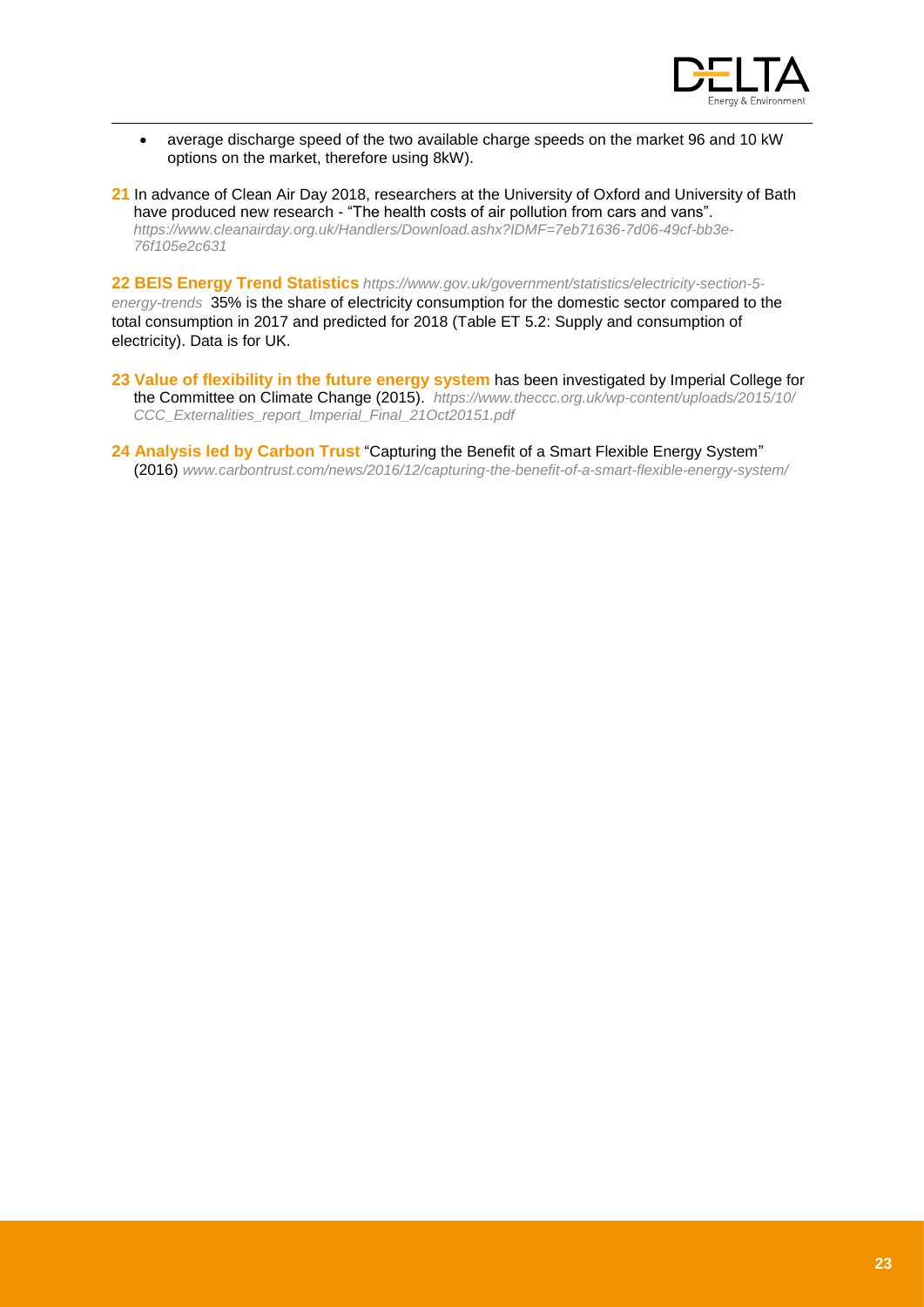- average discharge speed of the two available charge speeds on the market 96 and 10 kW options on the market, therefore using 8kW).

**21** In advance of Clean Air Day 2018, researchers at the University of Oxford and University of Bath have produced new research - "The health costs of air pollution from cars and vans". *https://www.cleanairday.org.uk/Handlers/Download.ashx?IDMF=7eb71636-7d06-49cf-bb3e-76f105e2c631*

**22 BEIS Energy Trend Statistics** *https://www.gov.uk/government/statistics/electricity-section-5-energy-trends* 35% is the share of electricity consumption for the domestic sector compared to the total consumption in 2017 and predicted for 2018 (Table ET 5.2: Supply and consumption of electricity). Data is for UK.

**23 Value of flexibility in the future energy system** has been investigated by Imperial College for the Committee on Climate Change (2015). *https://www.theccc.org.uk/wp-content/uploads/2015/10/CCC_Externalities_report_Imperial_Final_21Oct20151.pdf*

**24 Analysis led by Carbon Trust** "Capturing the Benefit of a Smart Flexible Energy System" (2016) *www.carbontrust.com/news/2016/12/capturing-the-benefit-of-a-smart-flexible-energy-system/*